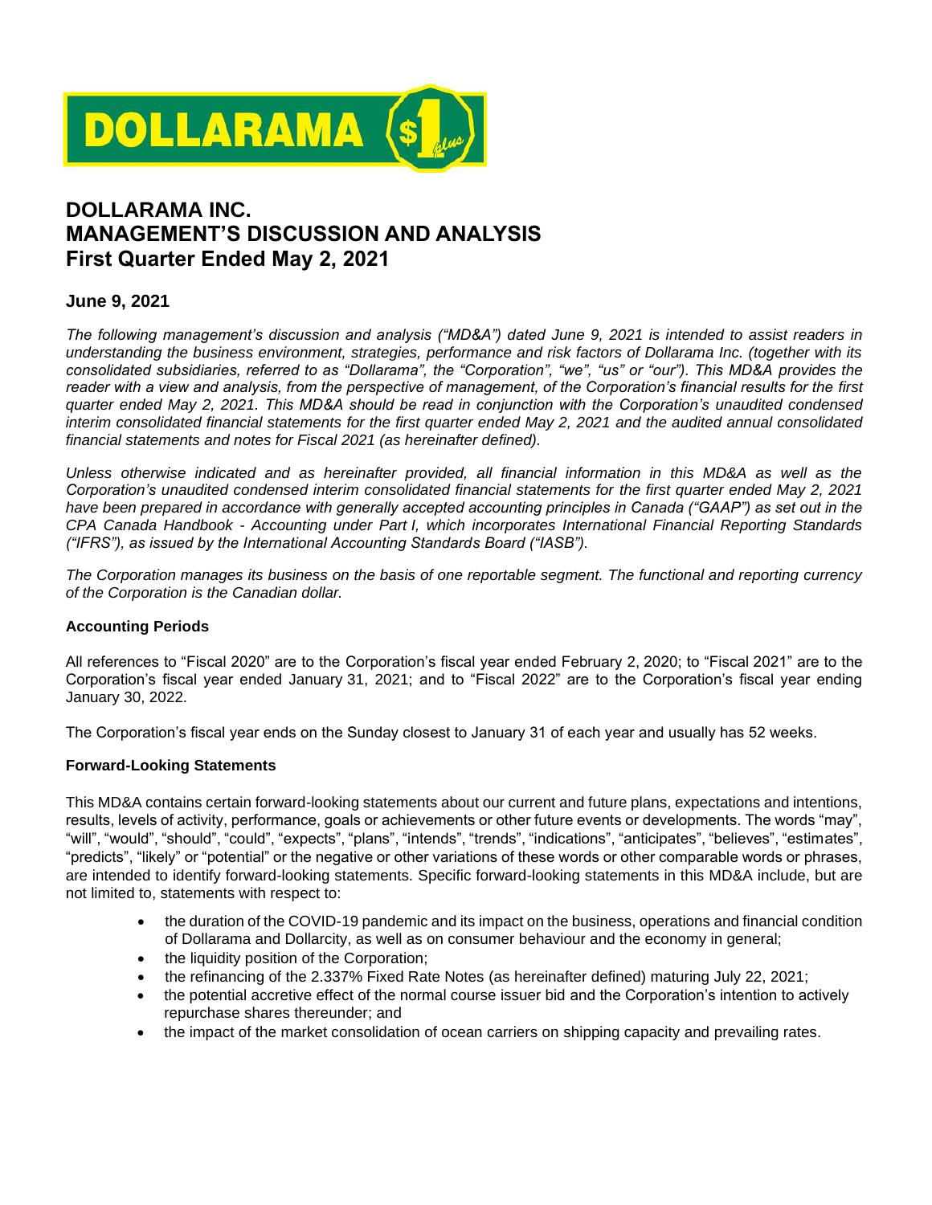# DOLLARAMA INC.
# MANAGEMENT'S DISCUSSION AND ANALYSIS
# First Quarter Ended May 2, 2021

## June 9, 2021

*The following management's discussion and analysis ("MD&A") dated June 9, 2021 is intended to assist readers in understanding the business environment, strategies, performance and risk factors of Dollarama Inc. (together with its consolidated subsidiaries, referred to as "Dollarama", the "Corporation", "we", "us" or "our"). This MD&A provides the reader with a view and analysis, from the perspective of management, of the Corporation's financial results for the first quarter ended May 2, 2021. This MD&A should be read in conjunction with the Corporation's unaudited condensed interim consolidated financial statements for the first quarter ended May 2, 2021 and the audited annual consolidated financial statements and notes for Fiscal 2021 (as hereinafter defined).*

*Unless otherwise indicated and as hereinafter provided, all financial information in this MD&A as well as the Corporation's unaudited condensed interim consolidated financial statements for the first quarter ended May 2, 2021 have been prepared in accordance with generally accepted accounting principles in Canada ("GAAP") as set out in the CPA Canada Handbook - Accounting under Part I, which incorporates International Financial Reporting Standards ("IFRS"), as issued by the International Accounting Standards Board ("IASB").*

*The Corporation manages its business on the basis of one reportable segment. The functional and reporting currency of the Corporation is the Canadian dollar.*

### Accounting Periods

All references to "Fiscal 2020" are to the Corporation's fiscal year ended February 2, 2020; to "Fiscal 2021" are to the Corporation's fiscal year ended January 31, 2021; and to "Fiscal 2022" are to the Corporation's fiscal year ending January 30, 2022.

The Corporation's fiscal year ends on the Sunday closest to January 31 of each year and usually has 52 weeks.

### Forward-Looking Statements

This MD&A contains certain forward-looking statements about our current and future plans, expectations and intentions, results, levels of activity, performance, goals or achievements or other future events or developments. The words "may", "will", "would", "should", "could", "expects", "plans", "intends", "trends", "indications", "anticipates", "believes", "estimates", "predicts", "likely" or "potential" or the negative or other variations of these words or other comparable words or phrases, are intended to identify forward-looking statements. Specific forward-looking statements in this MD&A include, but are not limited to, statements with respect to:

- the duration of the COVID-19 pandemic and its impact on the business, operations and financial condition of Dollarama and Dollarcity, as well as on consumer behaviour and the economy in general;
- the liquidity position of the Corporation;
- the refinancing of the 2.337% Fixed Rate Notes (as hereinafter defined) maturing July 22, 2021;
- the potential accretive effect of the normal course issuer bid and the Corporation's intention to actively repurchase shares thereunder; and
- the impact of the market consolidation of ocean carriers on shipping capacity and prevailing rates.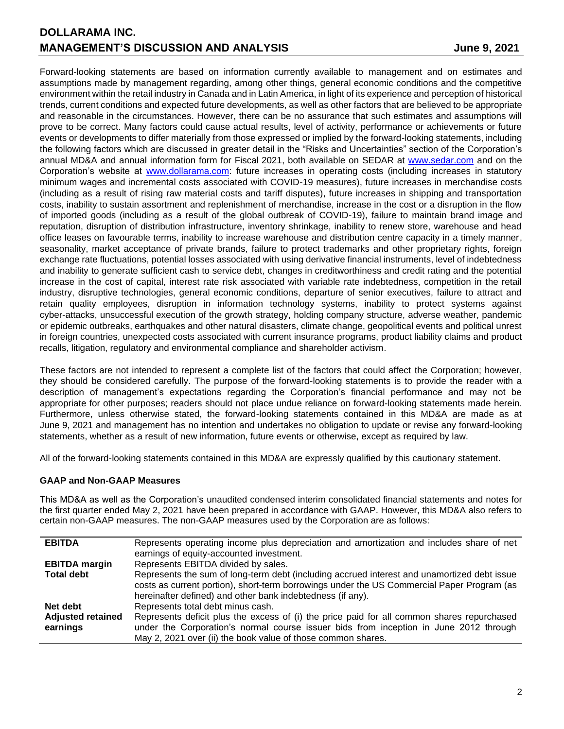Forward-looking statements are based on information currently available to management and on estimates and assumptions made by management regarding, among other things, general economic conditions and the competitive environment within the retail industry in Canada and in Latin America, in light of its experience and perception of historical trends, current conditions and expected future developments, as well as other factors that are believed to be appropriate and reasonable in the circumstances. However, there can be no assurance that such estimates and assumptions will prove to be correct. Many factors could cause actual results, level of activity, performance or achievements or future events or developments to differ materially from those expressed or implied by the forward-looking statements, including the following factors which are discussed in greater detail in the "Risks and Uncertainties" section of the Corporation's annual MD&A and annual information form for Fiscal 2021, both available on SEDAR at [www.sedar.com](www.sedar.com) and on the Corporation's website at [www.dollarama.com](www.dollarama.com): future increases in operating costs (including increases in statutory minimum wages and incremental costs associated with COVID-19 measures), future increases in merchandise costs (including as a result of rising raw material costs and tariff disputes), future increases in shipping and transportation costs, inability to sustain assortment and replenishment of merchandise, increase in the cost or a disruption in the flow of imported goods (including as a result of the global outbreak of COVID-19), failure to maintain brand image and reputation, disruption of distribution infrastructure, inventory shrinkage, inability to renew store, warehouse and head office leases on favourable terms, inability to increase warehouse and distribution centre capacity in a timely manner, seasonality, market acceptance of private brands, failure to protect trademarks and other proprietary rights, foreign exchange rate fluctuations, potential losses associated with using derivative financial instruments, level of indebtedness and inability to generate sufficient cash to service debt, changes in creditworthiness and credit rating and the potential increase in the cost of capital, interest rate risk associated with variable rate indebtedness, competition in the retail industry, disruptive technologies, general economic conditions, departure of senior executives, failure to attract and retain quality employees, disruption in information technology systems, inability to protect systems against cyber-attacks, unsuccessful execution of the growth strategy, holding company structure, adverse weather, pandemic or epidemic outbreaks, earthquakes and other natural disasters, climate change, geopolitical events and political unrest in foreign countries, unexpected costs associated with current insurance programs, product liability claims and product recalls, litigation, regulatory and environmental compliance and shareholder activism.

These factors are not intended to represent a complete list of the factors that could affect the Corporation; however, they should be considered carefully. The purpose of the forward-looking statements is to provide the reader with a description of management's expectations regarding the Corporation's financial performance and may not be appropriate for other purposes; readers should not place undue reliance on forward-looking statements made herein. Furthermore, unless otherwise stated, the forward-looking statements contained in this MD&A are made as at June 9, 2021 and management has no intention and undertakes no obligation to update or revise any forward-looking statements, whether as a result of new information, future events or otherwise, except as required by law.

All of the forward-looking statements contained in this MD&A are expressly qualified by this cautionary statement.

**GAAP and Non-GAAP Measures**

This MD&A as well as the Corporation's unaudited condensed interim consolidated financial statements and notes for the first quarter ended May 2, 2021 have been prepared in accordance with GAAP. However, this MD&A also refers to certain non-GAAP measures. The non-GAAP measures used by the Corporation are as follows:

| | |
|---|---|
| **EBITDA** | Represents operating income plus depreciation and amortization and includes share of net earnings of equity-accounted investment. |
| **EBITDA margin** | Represents EBITDA divided by sales. |
| **Total debt** | Represents the sum of long-term debt (including accrued interest and unamortized debt issue costs as current portion), short-term borrowings under the US Commercial Paper Program (as hereinafter defined) and other bank indebtedness (if any). |
| **Net debt** | Represents total debt minus cash. |
| **Adjusted retained earnings** | Represents deficit plus the excess of (i) the price paid for all common shares repurchased under the Corporation's normal course issuer bids from inception in June 2012 through May 2, 2021 over (ii) the book value of those common shares. |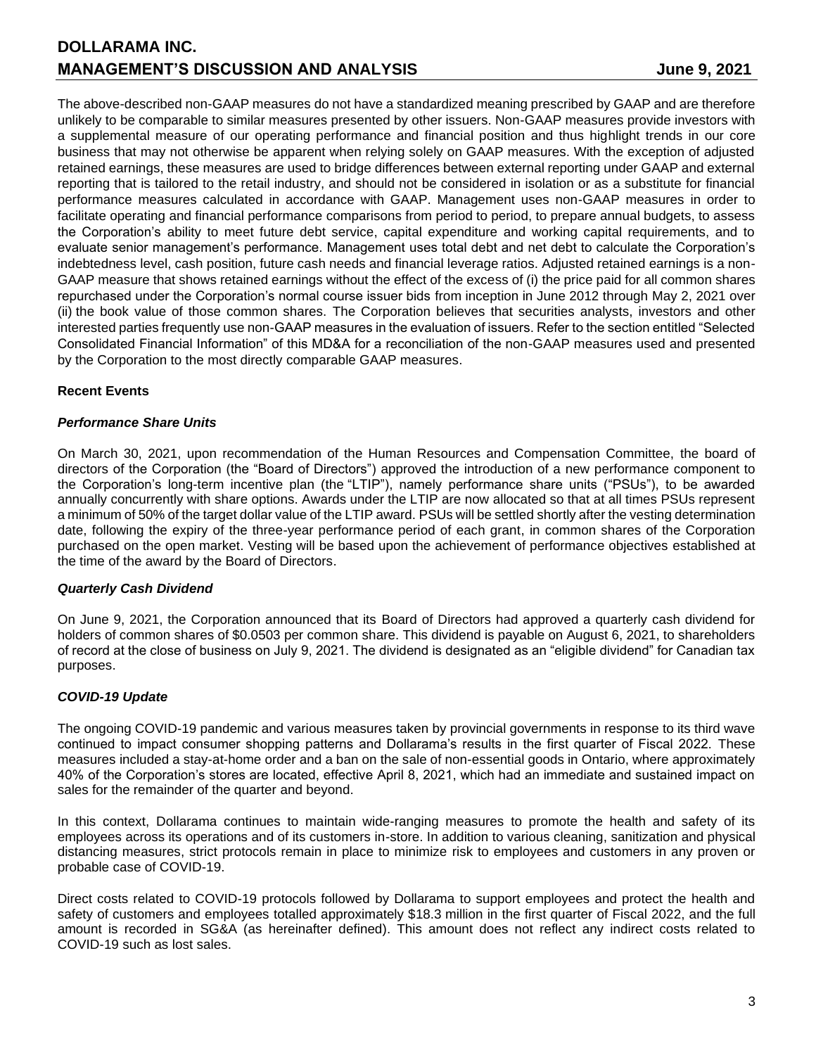The above-described non-GAAP measures do not have a standardized meaning prescribed by GAAP and are therefore unlikely to be comparable to similar measures presented by other issuers. Non-GAAP measures provide investors with a supplemental measure of our operating performance and financial position and thus highlight trends in our core business that may not otherwise be apparent when relying solely on GAAP measures. With the exception of adjusted retained earnings, these measures are used to bridge differences between external reporting under GAAP and external reporting that is tailored to the retail industry, and should not be considered in isolation or as a substitute for financial performance measures calculated in accordance with GAAP. Management uses non-GAAP measures in order to facilitate operating and financial performance comparisons from period to period, to prepare annual budgets, to assess the Corporation's ability to meet future debt service, capital expenditure and working capital requirements, and to evaluate senior management's performance. Management uses total debt and net debt to calculate the Corporation's indebtedness level, cash position, future cash needs and financial leverage ratios. Adjusted retained earnings is a non-GAAP measure that shows retained earnings without the effect of the excess of (i) the price paid for all common shares repurchased under the Corporation's normal course issuer bids from inception in June 2012 through May 2, 2021 over (ii) the book value of those common shares. The Corporation believes that securities analysts, investors and other interested parties frequently use non-GAAP measures in the evaluation of issuers. Refer to the section entitled "Selected Consolidated Financial Information" of this MD&A for a reconciliation of the non-GAAP measures used and presented by the Corporation to the most directly comparable GAAP measures.

## Recent Events

### *Performance Share Units*

On March 30, 2021, upon recommendation of the Human Resources and Compensation Committee, the board of directors of the Corporation (the "Board of Directors") approved the introduction of a new performance component to the Corporation's long-term incentive plan (the "LTIP"), namely performance share units ("PSUs"), to be awarded annually concurrently with share options. Awards under the LTIP are now allocated so that at all times PSUs represent a minimum of 50% of the target dollar value of the LTIP award. PSUs will be settled shortly after the vesting determination date, following the expiry of the three-year performance period of each grant, in common shares of the Corporation purchased on the open market. Vesting will be based upon the achievement of performance objectives established at the time of the award by the Board of Directors.

### *Quarterly Cash Dividend*

On June 9, 2021, the Corporation announced that its Board of Directors had approved a quarterly cash dividend for holders of common shares of $0.0503 per common share. This dividend is payable on August 6, 2021, to shareholders of record at the close of business on July 9, 2021. The dividend is designated as an "eligible dividend" for Canadian tax purposes.

### *COVID-19 Update*

The ongoing COVID-19 pandemic and various measures taken by provincial governments in response to its third wave continued to impact consumer shopping patterns and Dollarama's results in the first quarter of Fiscal 2022. These measures included a stay-at-home order and a ban on the sale of non-essential goods in Ontario, where approximately 40% of the Corporation's stores are located, effective April 8, 2021, which had an immediate and sustained impact on sales for the remainder of the quarter and beyond.

In this context, Dollarama continues to maintain wide-ranging measures to promote the health and safety of its employees across its operations and of its customers in-store. In addition to various cleaning, sanitization and physical distancing measures, strict protocols remain in place to minimize risk to employees and customers in any proven or probable case of COVID-19.

Direct costs related to COVID-19 protocols followed by Dollarama to support employees and protect the health and safety of customers and employees totalled approximately $18.3 million in the first quarter of Fiscal 2022, and the full amount is recorded in SG&A (as hereinafter defined). This amount does not reflect any indirect costs related to COVID-19 such as lost sales.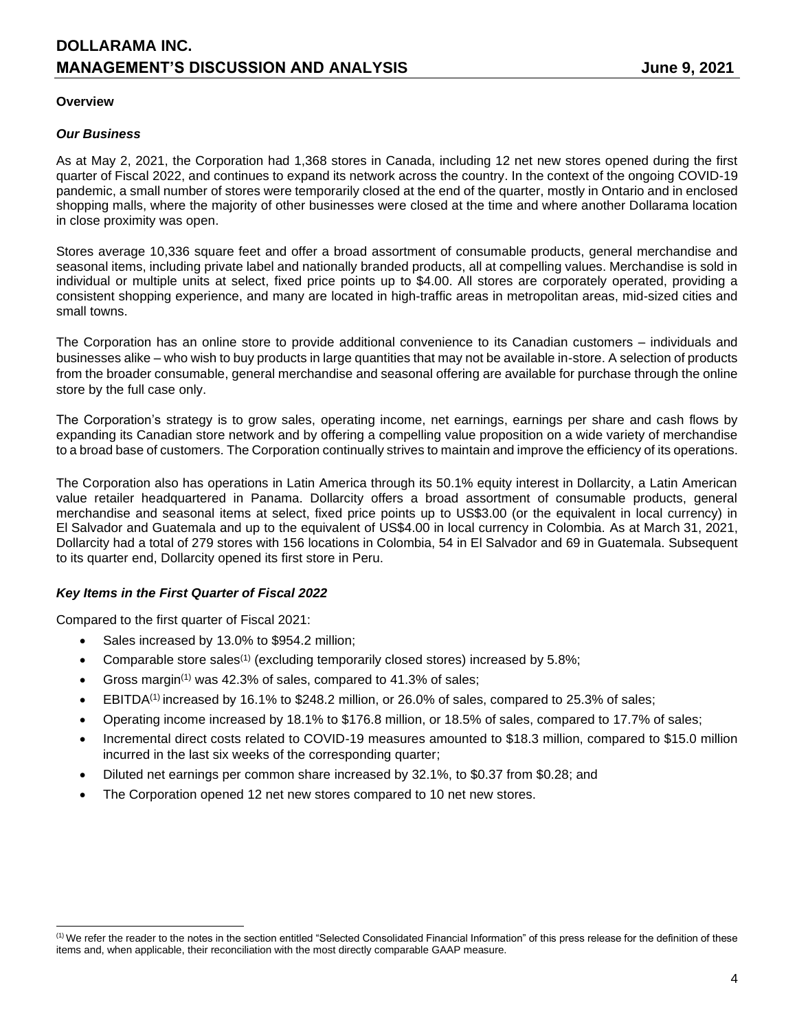## Overview

### *Our Business*

As at May 2, 2021, the Corporation had 1,368 stores in Canada, including 12 net new stores opened during the first quarter of Fiscal 2022, and continues to expand its network across the country. In the context of the ongoing COVID-19 pandemic, a small number of stores were temporarily closed at the end of the quarter, mostly in Ontario and in enclosed shopping malls, where the majority of other businesses were closed at the time and where another Dollarama location in close proximity was open.

Stores average 10,336 square feet and offer a broad assortment of consumable products, general merchandise and seasonal items, including private label and nationally branded products, all at compelling values. Merchandise is sold in individual or multiple units at select, fixed price points up to $4.00. All stores are corporately operated, providing a consistent shopping experience, and many are located in high-traffic areas in metropolitan areas, mid-sized cities and small towns.

The Corporation has an online store to provide additional convenience to its Canadian customers – individuals and businesses alike – who wish to buy products in large quantities that may not be available in-store. A selection of products from the broader consumable, general merchandise and seasonal offering are available for purchase through the online store by the full case only.

The Corporation's strategy is to grow sales, operating income, net earnings, earnings per share and cash flows by expanding its Canadian store network and by offering a compelling value proposition on a wide variety of merchandise to a broad base of customers. The Corporation continually strives to maintain and improve the efficiency of its operations.

The Corporation also has operations in Latin America through its 50.1% equity interest in Dollarcity, a Latin American value retailer headquartered in Panama. Dollarcity offers a broad assortment of consumable products, general merchandise and seasonal items at select, fixed price points up to US$3.00 (or the equivalent in local currency) in El Salvador and Guatemala and up to the equivalent of US$4.00 in local currency in Colombia. As at March 31, 2021, Dollarcity had a total of 279 stores with 156 locations in Colombia, 54 in El Salvador and 69 in Guatemala. Subsequent to its quarter end, Dollarcity opened its first store in Peru.

### *Key Items in the First Quarter of Fiscal 2022*

Compared to the first quarter of Fiscal 2021:

- Sales increased by 13.0% to $954.2 million;
- Comparable store sales[1] (excluding temporarily closed stores) increased by 5.8%;
- Gross margin[1] was 42.3% of sales, compared to 41.3% of sales;
- EBITDA[1] increased by 16.1% to $248.2 million, or 26.0% of sales, compared to 25.3% of sales;
- Operating income increased by 18.1% to $176.8 million, or 18.5% of sales, compared to 17.7% of sales;
- Incremental direct costs related to COVID-19 measures amounted to $18.3 million, compared to $15.0 million incurred in the last six weeks of the corresponding quarter;
- Diluted net earnings per common share increased by 32.1%, to $0.37 from $0.28; and
- The Corporation opened 12 net new stores compared to 10 net new stores.

---

[1] We refer the reader to the notes in the section entitled "Selected Consolidated Financial Information" of this press release for the definition of these items and, when applicable, their reconciliation with the most directly comparable GAAP measure.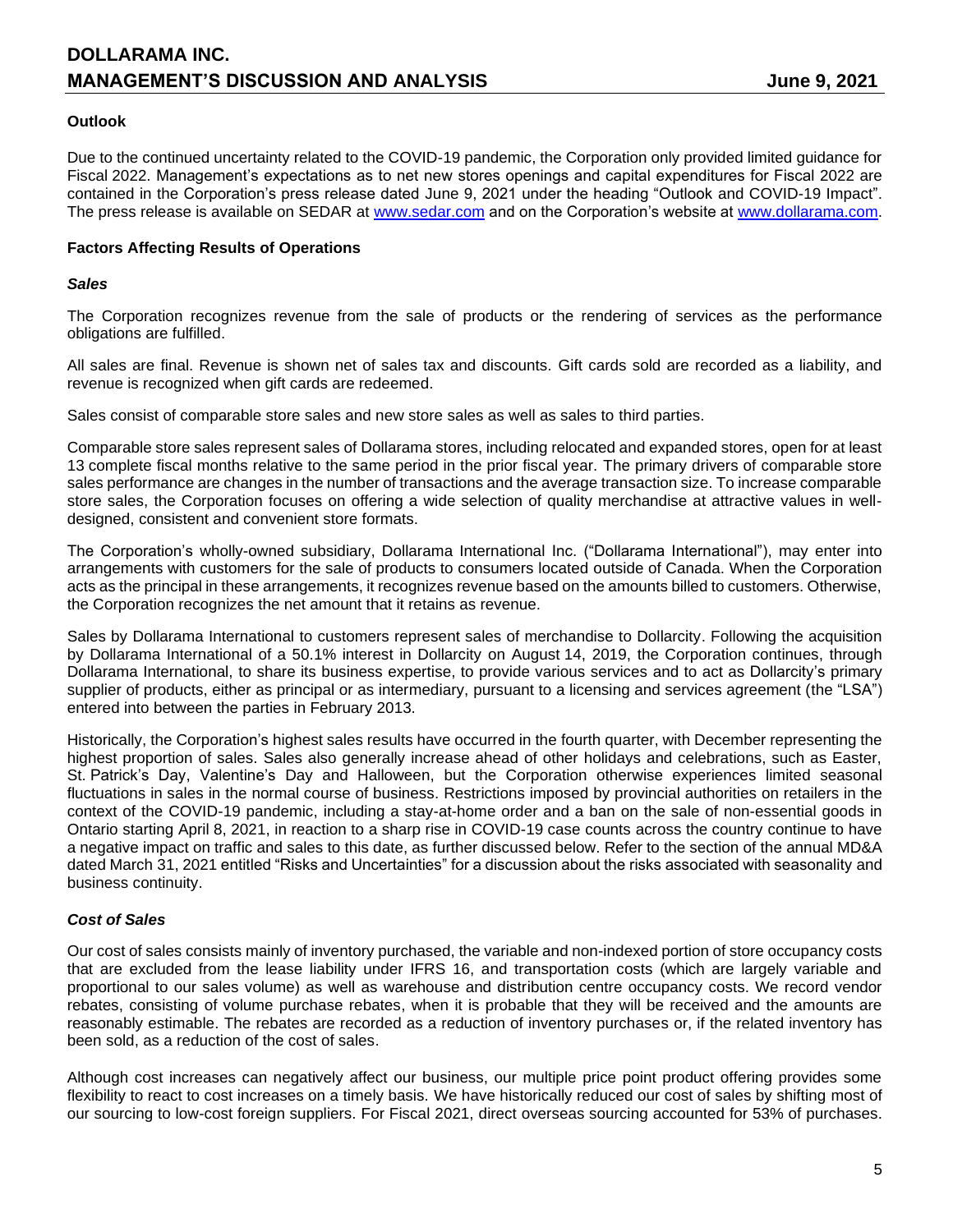### Outlook

Due to the continued uncertainty related to the COVID-19 pandemic, the Corporation only provided limited guidance for Fiscal 2022. Management's expectations as to net new stores openings and capital expenditures for Fiscal 2022 are contained in the Corporation's press release dated June 9, 2021 under the heading "Outlook and COVID-19 Impact". The press release is available on SEDAR at [www.sedar.com](http://www.sedar.com) and on the Corporation's website at [www.dollarama.com](http://www.dollarama.com).

### Factors Affecting Results of Operations

#### *Sales*

The Corporation recognizes revenue from the sale of products or the rendering of services as the performance obligations are fulfilled.

All sales are final. Revenue is shown net of sales tax and discounts. Gift cards sold are recorded as a liability, and revenue is recognized when gift cards are redeemed.

Sales consist of comparable store sales and new store sales as well as sales to third parties.

Comparable store sales represent sales of Dollarama stores, including relocated and expanded stores, open for at least 13 complete fiscal months relative to the same period in the prior fiscal year. The primary drivers of comparable store sales performance are changes in the number of transactions and the average transaction size. To increase comparable store sales, the Corporation focuses on offering a wide selection of quality merchandise at attractive values in well-designed, consistent and convenient store formats.

The Corporation's wholly-owned subsidiary, Dollarama International Inc. ("Dollarama International"), may enter into arrangements with customers for the sale of products to consumers located outside of Canada. When the Corporation acts as the principal in these arrangements, it recognizes revenue based on the amounts billed to customers. Otherwise, the Corporation recognizes the net amount that it retains as revenue.

Sales by Dollarama International to customers represent sales of merchandise to Dollarcity. Following the acquisition by Dollarama International of a 50.1% interest in Dollarcity on August 14, 2019, the Corporation continues, through Dollarama International, to share its business expertise, to provide various services and to act as Dollarcity's primary supplier of products, either as principal or as intermediary, pursuant to a licensing and services agreement (the "LSA") entered into between the parties in February 2013.

Historically, the Corporation's highest sales results have occurred in the fourth quarter, with December representing the highest proportion of sales. Sales also generally increase ahead of other holidays and celebrations, such as Easter, St. Patrick's Day, Valentine's Day and Halloween, but the Corporation otherwise experiences limited seasonal fluctuations in sales in the normal course of business. Restrictions imposed by provincial authorities on retailers in the context of the COVID-19 pandemic, including a stay-at-home order and a ban on the sale of non-essential goods in Ontario starting April 8, 2021, in reaction to a sharp rise in COVID-19 case counts across the country continue to have a negative impact on traffic and sales to this date, as further discussed below. Refer to the section of the annual MD&A dated March 31, 2021 entitled "Risks and Uncertainties" for a discussion about the risks associated with seasonality and business continuity.

#### *Cost of Sales*

Our cost of sales consists mainly of inventory purchased, the variable and non-indexed portion of store occupancy costs that are excluded from the lease liability under IFRS 16, and transportation costs (which are largely variable and proportional to our sales volume) as well as warehouse and distribution centre occupancy costs. We record vendor rebates, consisting of volume purchase rebates, when it is probable that they will be received and the amounts are reasonably estimable. The rebates are recorded as a reduction of inventory purchases or, if the related inventory has been sold, as a reduction of the cost of sales.

Although cost increases can negatively affect our business, our multiple price point product offering provides some flexibility to react to cost increases on a timely basis. We have historically reduced our cost of sales by shifting most of our sourcing to low-cost foreign suppliers. For Fiscal 2021, direct overseas sourcing accounted for 53% of purchases.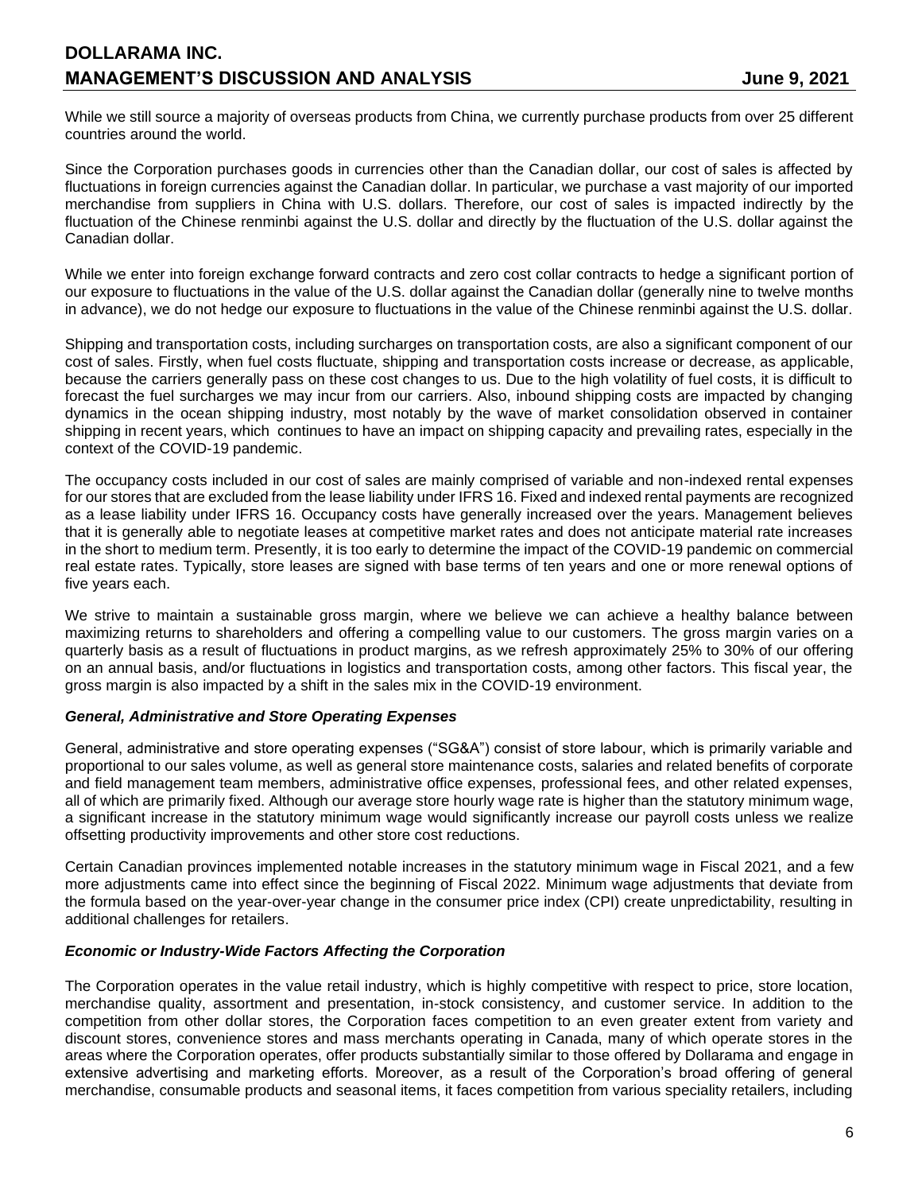While we still source a majority of overseas products from China, we currently purchase products from over 25 different countries around the world.

Since the Corporation purchases goods in currencies other than the Canadian dollar, our cost of sales is affected by fluctuations in foreign currencies against the Canadian dollar. In particular, we purchase a vast majority of our imported merchandise from suppliers in China with U.S. dollars. Therefore, our cost of sales is impacted indirectly by the fluctuation of the Chinese renminbi against the U.S. dollar and directly by the fluctuation of the U.S. dollar against the Canadian dollar.

While we enter into foreign exchange forward contracts and zero cost collar contracts to hedge a significant portion of our exposure to fluctuations in the value of the U.S. dollar against the Canadian dollar (generally nine to twelve months in advance), we do not hedge our exposure to fluctuations in the value of the Chinese renminbi against the U.S. dollar.

Shipping and transportation costs, including surcharges on transportation costs, are also a significant component of our cost of sales. Firstly, when fuel costs fluctuate, shipping and transportation costs increase or decrease, as applicable, because the carriers generally pass on these cost changes to us. Due to the high volatility of fuel costs, it is difficult to forecast the fuel surcharges we may incur from our carriers. Also, inbound shipping costs are impacted by changing dynamics in the ocean shipping industry, most notably by the wave of market consolidation observed in container shipping in recent years, which continues to have an impact on shipping capacity and prevailing rates, especially in the context of the COVID-19 pandemic.

The occupancy costs included in our cost of sales are mainly comprised of variable and non-indexed rental expenses for our stores that are excluded from the lease liability under IFRS 16. Fixed and indexed rental payments are recognized as a lease liability under IFRS 16. Occupancy costs have generally increased over the years. Management believes that it is generally able to negotiate leases at competitive market rates and does not anticipate material rate increases in the short to medium term. Presently, it is too early to determine the impact of the COVID-19 pandemic on commercial real estate rates. Typically, store leases are signed with base terms of ten years and one or more renewal options of five years each.

We strive to maintain a sustainable gross margin, where we believe we can achieve a healthy balance between maximizing returns to shareholders and offering a compelling value to our customers. The gross margin varies on a quarterly basis as a result of fluctuations in product margins, as we refresh approximately 25% to 30% of our offering on an annual basis, and/or fluctuations in logistics and transportation costs, among other factors. This fiscal year, the gross margin is also impacted by a shift in the sales mix in the COVID-19 environment.

### *General, Administrative and Store Operating Expenses*

General, administrative and store operating expenses ("SG&A") consist of store labour, which is primarily variable and proportional to our sales volume, as well as general store maintenance costs, salaries and related benefits of corporate and field management team members, administrative office expenses, professional fees, and other related expenses, all of which are primarily fixed. Although our average store hourly wage rate is higher than the statutory minimum wage, a significant increase in the statutory minimum wage would significantly increase our payroll costs unless we realize offsetting productivity improvements and other store cost reductions.

Certain Canadian provinces implemented notable increases in the statutory minimum wage in Fiscal 2021, and a few more adjustments came into effect since the beginning of Fiscal 2022. Minimum wage adjustments that deviate from the formula based on the year-over-year change in the consumer price index (CPI) create unpredictability, resulting in additional challenges for retailers.

### *Economic or Industry-Wide Factors Affecting the Corporation*

The Corporation operates in the value retail industry, which is highly competitive with respect to price, store location, merchandise quality, assortment and presentation, in-stock consistency, and customer service. In addition to the competition from other dollar stores, the Corporation faces competition to an even greater extent from variety and discount stores, convenience stores and mass merchants operating in Canada, many of which operate stores in the areas where the Corporation operates, offer products substantially similar to those offered by Dollarama and engage in extensive advertising and marketing efforts. Moreover, as a result of the Corporation's broad offering of general merchandise, consumable products and seasonal items, it faces competition from various speciality retailers, including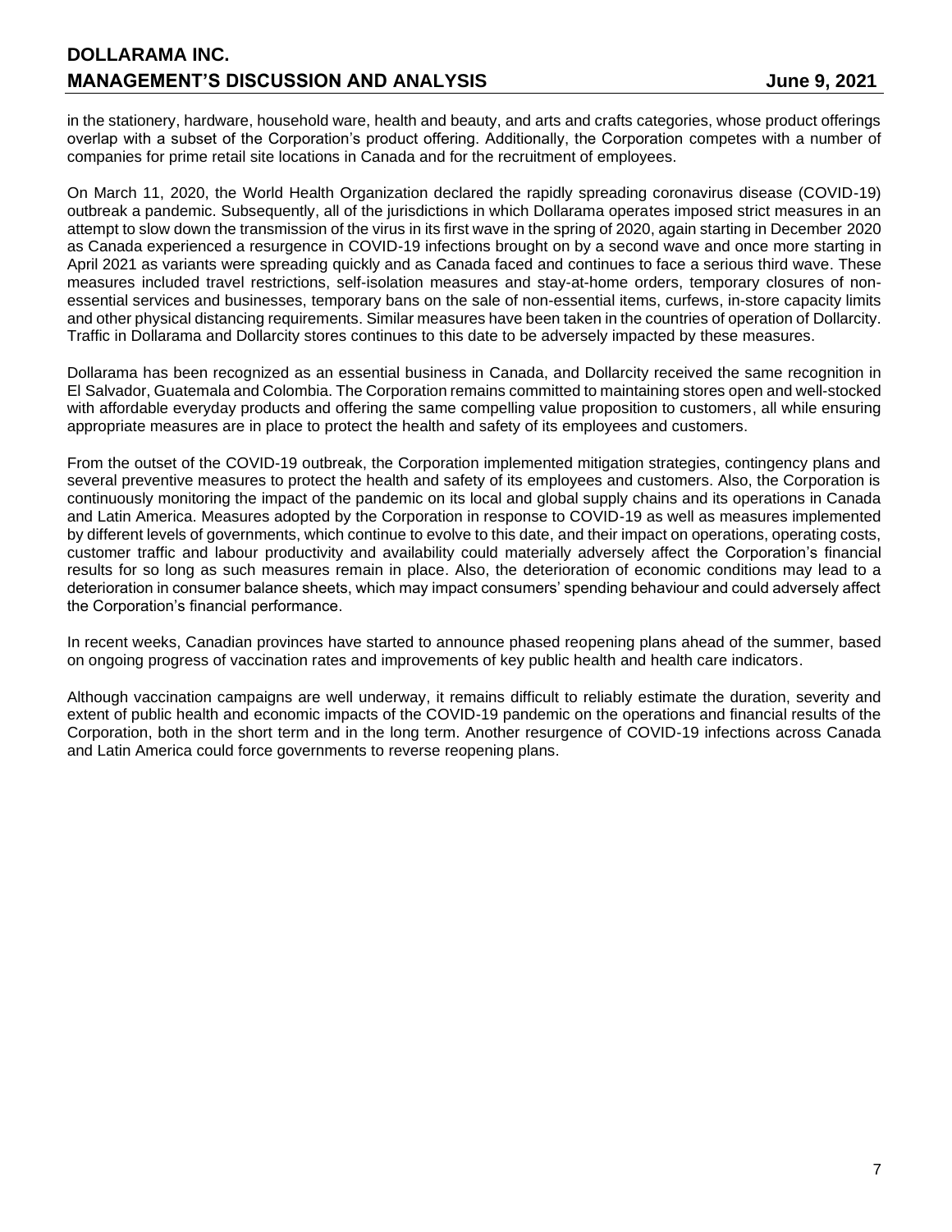in the stationery, hardware, household ware, health and beauty, and arts and crafts categories, whose product offerings overlap with a subset of the Corporation's product offering. Additionally, the Corporation competes with a number of companies for prime retail site locations in Canada and for the recruitment of employees.

On March 11, 2020, the World Health Organization declared the rapidly spreading coronavirus disease (COVID-19) outbreak a pandemic. Subsequently, all of the jurisdictions in which Dollarama operates imposed strict measures in an attempt to slow down the transmission of the virus in its first wave in the spring of 2020, again starting in December 2020 as Canada experienced a resurgence in COVID-19 infections brought on by a second wave and once more starting in April 2021 as variants were spreading quickly and as Canada faced and continues to face a serious third wave. These measures included travel restrictions, self-isolation measures and stay-at-home orders, temporary closures of non-essential services and businesses, temporary bans on the sale of non-essential items, curfews, in-store capacity limits and other physical distancing requirements. Similar measures have been taken in the countries of operation of Dollarcity. Traffic in Dollarama and Dollarcity stores continues to this date to be adversely impacted by these measures.

Dollarama has been recognized as an essential business in Canada, and Dollarcity received the same recognition in El Salvador, Guatemala and Colombia. The Corporation remains committed to maintaining stores open and well-stocked with affordable everyday products and offering the same compelling value proposition to customers, all while ensuring appropriate measures are in place to protect the health and safety of its employees and customers.

From the outset of the COVID-19 outbreak, the Corporation implemented mitigation strategies, contingency plans and several preventive measures to protect the health and safety of its employees and customers. Also, the Corporation is continuously monitoring the impact of the pandemic on its local and global supply chains and its operations in Canada and Latin America. Measures adopted by the Corporation in response to COVID-19 as well as measures implemented by different levels of governments, which continue to evolve to this date, and their impact on operations, operating costs, customer traffic and labour productivity and availability could materially adversely affect the Corporation's financial results for so long as such measures remain in place. Also, the deterioration of economic conditions may lead to a deterioration in consumer balance sheets, which may impact consumers' spending behaviour and could adversely affect the Corporation's financial performance.

In recent weeks, Canadian provinces have started to announce phased reopening plans ahead of the summer, based on ongoing progress of vaccination rates and improvements of key public health and health care indicators.

Although vaccination campaigns are well underway, it remains difficult to reliably estimate the duration, severity and extent of public health and economic impacts of the COVID-19 pandemic on the operations and financial results of the Corporation, both in the short term and in the long term. Another resurgence of COVID-19 infections across Canada and Latin America could force governments to reverse reopening plans.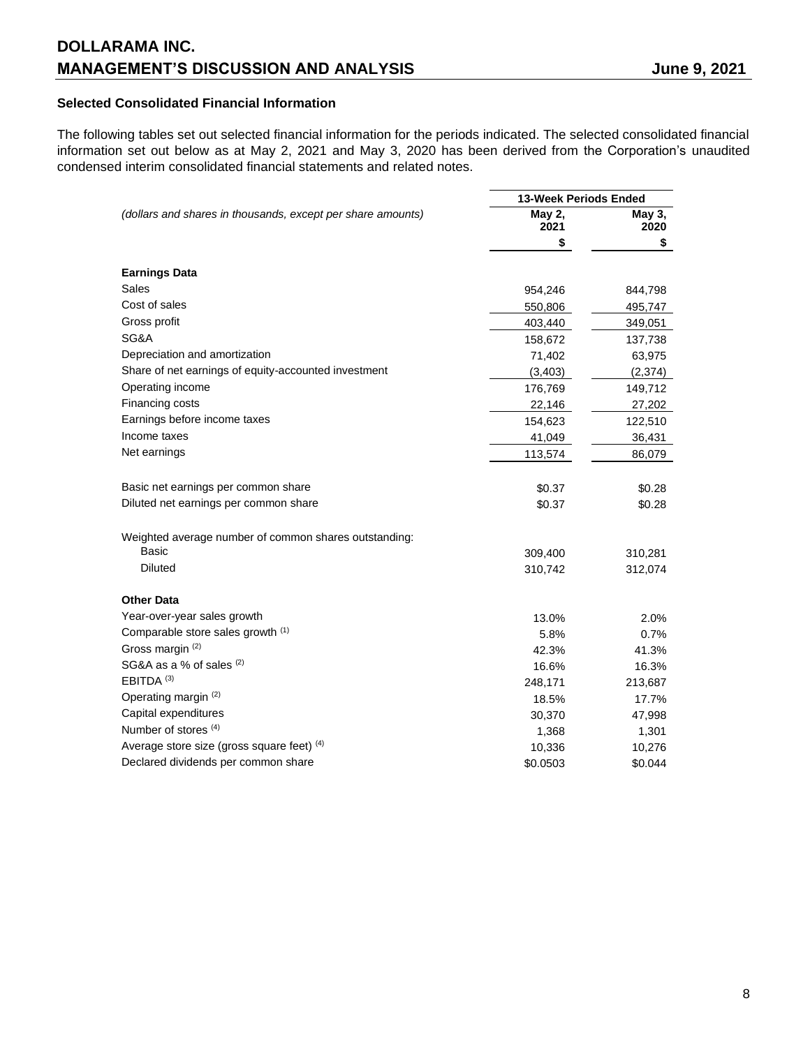### Selected Consolidated Financial Information

The following tables set out selected financial information for the periods indicated. The selected consolidated financial information set out below as at May 2, 2021 and May 3, 2020 has been derived from the Corporation's unaudited condensed interim consolidated financial statements and related notes.

| *(dollars and shares in thousands, except per share amounts)* | 13-Week Periods Ended | |
|---|---|---|
| | May 2, 2021 | May 3, 2020 |
| | $ | $ |
| **Earnings Data** | | |
| Sales | 954,246 | 844,798 |
| Cost of sales | 550,806 | 495,747 |
| Gross profit | 403,440 | 349,051 |
| SG&A | 158,672 | 137,738 |
| Depreciation and amortization | 71,402 | 63,975 |
| Share of net earnings of equity-accounted investment | (3,403) | (2,374) |
| Operating income | 176,769 | 149,712 |
| Financing costs | 22,146 | 27,202 |
| Earnings before income taxes | 154,623 | 122,510 |
| Income taxes | 41,049 | 36,431 |
| Net earnings | 113,574 | 86,079 |
| | | |
| Basic net earnings per common share | $0.37 | $0.28 |
| Diluted net earnings per common share | $0.37 | $0.28 |
| | | |
| Weighted average number of common shares outstanding: | | |
| Basic | 309,400 | 310,281 |
| Diluted | 310,742 | 312,074 |
| | | |
| **Other Data** | | |
| Year-over-year sales growth | 13.0% | 2.0% |
| Comparable store sales growth [(1)] | 5.8% | 0.7% |
| Gross margin [(2)] | 42.3% | 41.3% |
| SG&A as a % of sales [(2)] | 16.6% | 16.3% |
| EBITDA [(3)] | 248,171 | 213,687 |
| Operating margin [(2)] | 18.5% | 17.7% |
| Capital expenditures | 30,370 | 47,998 |
| Number of stores [(4)] | 1,368 | 1,301 |
| Average store size (gross square feet) [(4)] | 10,336 | 10,276 |
| Declared dividends per common share | $0.0503 | $0.044 |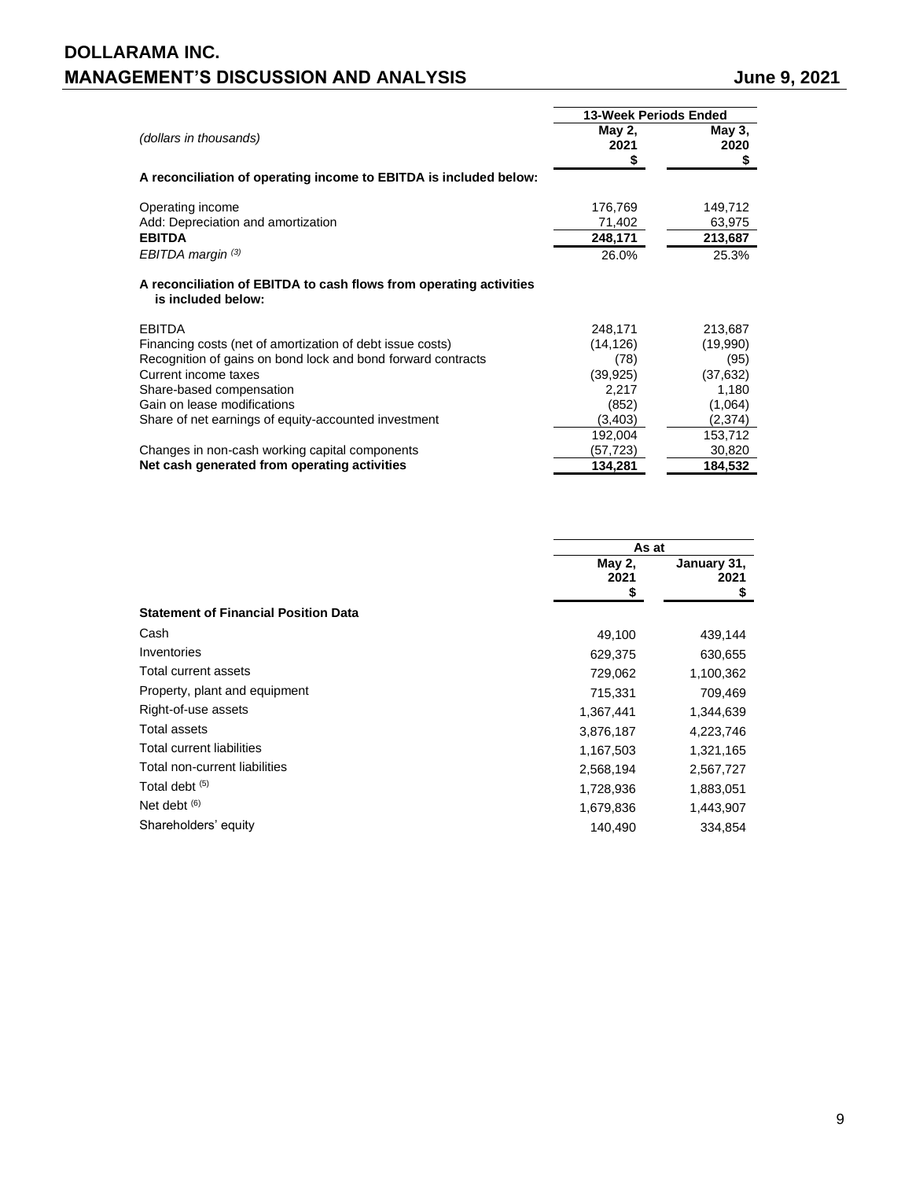| (dollars in thousands) | 13-Week Periods Ended | |
|---|---|---|
| | May 2, 2021 $ | May 3, 2020 $ |
| **A reconciliation of operating income to EBITDA is included below:** | | |
| Operating income | 176,769 | 149,712 |
| Add: Depreciation and amortization | 71,402 | 63,975 |
| **EBITDA** | **248,171** | **213,687** |
| *EBITDA margin* [(3)] | 26.0% | 25.3% |
| **A reconciliation of EBITDA to cash flows from operating activities is included below:** | | |
| EBITDA | 248,171 | 213,687 |
| Financing costs (net of amortization of debt issue costs) | (14,126) | (19,990) |
| Recognition of gains on bond lock and bond forward contracts | (78) | (95) |
| Current income taxes | (39,925) | (37,632) |
| Share-based compensation | 2,217 | 1,180 |
| Gain on lease modifications | (852) | (1,064) |
| Share of net earnings of equity-accounted investment | (3,403) | (2,374) |
| | 192,004 | 153,712 |
| Changes in non-cash working capital components | (57,723) | 30,820 |
| **Net cash generated from operating activities** | **134,281** | **184,532** |

| | As at | |
|---|---|---|
| | May 2, 2021 $ | January 31, 2021 $ |
| **Statement of Financial Position Data** | | |
| Cash | 49,100 | 439,144 |
| Inventories | 629,375 | 630,655 |
| Total current assets | 729,062 | 1,100,362 |
| Property, plant and equipment | 715,331 | 709,469 |
| Right-of-use assets | 1,367,441 | 1,344,639 |
| Total assets | 3,876,187 | 4,223,746 |
| Total current liabilities | 1,167,503 | 1,321,165 |
| Total non-current liabilities | 2,568,194 | 2,567,727 |
| Total debt [(5)] | 1,728,936 | 1,883,051 |
| Net debt [(6)] | 1,679,836 | 1,443,907 |
| Shareholders' equity | 140,490 | 334,854 |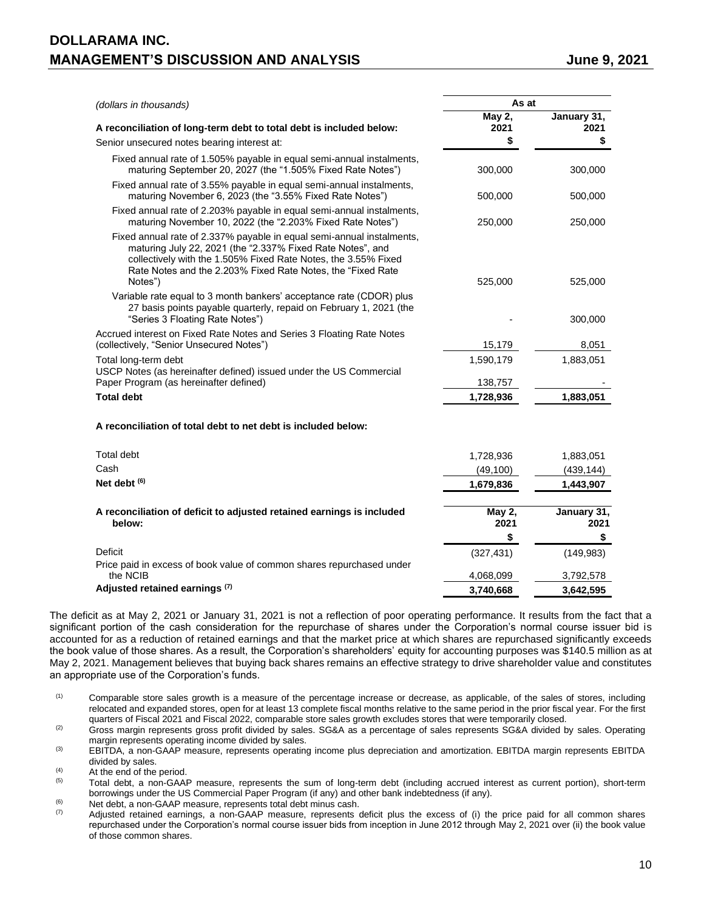| *(dollars in thousands)* | As at | |
|---|---|---|
| **A reconciliation of long-term debt to total debt is included below:** | **May 2, 2021** | **January 31, 2021** |
| Senior unsecured notes bearing interest at: | **$** | **$** |
| Fixed annual rate of 1.505% payable in equal semi-annual instalments, maturing September 20, 2027 (the "1.505% Fixed Rate Notes") | 300,000 | 300,000 |
| Fixed annual rate of 3.55% payable in equal semi-annual instalments, maturing November 6, 2023 (the "3.55% Fixed Rate Notes") | 500,000 | 500,000 |
| Fixed annual rate of 2.203% payable in equal semi-annual instalments, maturing November 10, 2022 (the "2.203% Fixed Rate Notes") | 250,000 | 250,000 |
| Fixed annual rate of 2.337% payable in equal semi-annual instalments, maturing July 22, 2021 (the "2.337% Fixed Rate Notes", and collectively with the 1.505% Fixed Rate Notes, the 3.55% Fixed Rate Notes and the 2.203% Fixed Rate Notes, the "Fixed Rate Notes") | 525,000 | 525,000 |
| Variable rate equal to 3 month bankers' acceptance rate (CDOR) plus 27 basis points payable quarterly, repaid on February 1, 2021 (the "Series 3 Floating Rate Notes") | - | 300,000 |
| Accrued interest on Fixed Rate Notes and Series 3 Floating Rate Notes (collectively, "Senior Unsecured Notes") | 15,179 | 8,051 |
| Total long-term debt | 1,590,179 | 1,883,051 |
| USCP Notes (as hereinafter defined) issued under the US Commercial Paper Program (as hereinafter defined) | 138,757 | - |
| **Total debt** | **1,728,936** | **1,883,051** |

**A reconciliation of total debt to net debt is included below:**

| | | |
|---|---|---|
| Total debt | 1,728,936 | 1,883,051 |
| Cash | (49,100) | (439,144) |
| **Net debt [(6)]** | **1,679,836** | **1,443,907** |

| **A reconciliation of deficit to adjusted retained earnings is included below:** | **May 2, 2021** | **January 31, 2021** |
|---|---|---|
| | **$** | **$** |
| Deficit | (327,431) | (149,983) |
| Price paid in excess of book value of common shares repurchased under the NCIB | 4,068,099 | 3,792,578 |
| **Adjusted retained earnings [(7)]** | **3,740,668** | **3,642,595** |

The deficit as at May 2, 2021 or January 31, 2021 is not a reflection of poor operating performance. It results from the fact that a significant portion of the cash consideration for the repurchase of shares under the Corporation's normal course issuer bid is accounted for as a reduction of retained earnings and that the market price at which shares are repurchased significantly exceeds the book value of those shares. As a result, the Corporation's shareholders' equity for accounting purposes was $140.5 million as at May 2, 2021. Management believes that buying back shares remains an effective strategy to drive shareholder value and constitutes an appropriate use of the Corporation's funds.

(1) Comparable store sales growth is a measure of the percentage increase or decrease, as applicable, of the sales of stores, including relocated and expanded stores, open for at least 13 complete fiscal months relative to the same period in the prior fiscal year. For the first quarters of Fiscal 2021 and Fiscal 2022, comparable store sales growth excludes stores that were temporarily closed.

(2) Gross margin represents gross profit divided by sales. SG&A as a percentage of sales represents SG&A divided by sales. Operating margin represents operating income divided by sales.

(3) EBITDA, a non-GAAP measure, represents operating income plus depreciation and amortization. EBITDA margin represents EBITDA divided by sales.

(4) At the end of the period.

(5) Total debt, a non-GAAP measure, represents the sum of long-term debt (including accrued interest as current portion), short-term borrowings under the US Commercial Paper Program (if any) and other bank indebtedness (if any).

(6) Net debt, a non-GAAP measure, represents total debt minus cash.

(7) Adjusted retained earnings, a non-GAAP measure, represents deficit plus the excess of (i) the price paid for all common shares repurchased under the Corporation's normal course issuer bids from inception in June 2012 through May 2, 2021 over (ii) the book value of those common shares.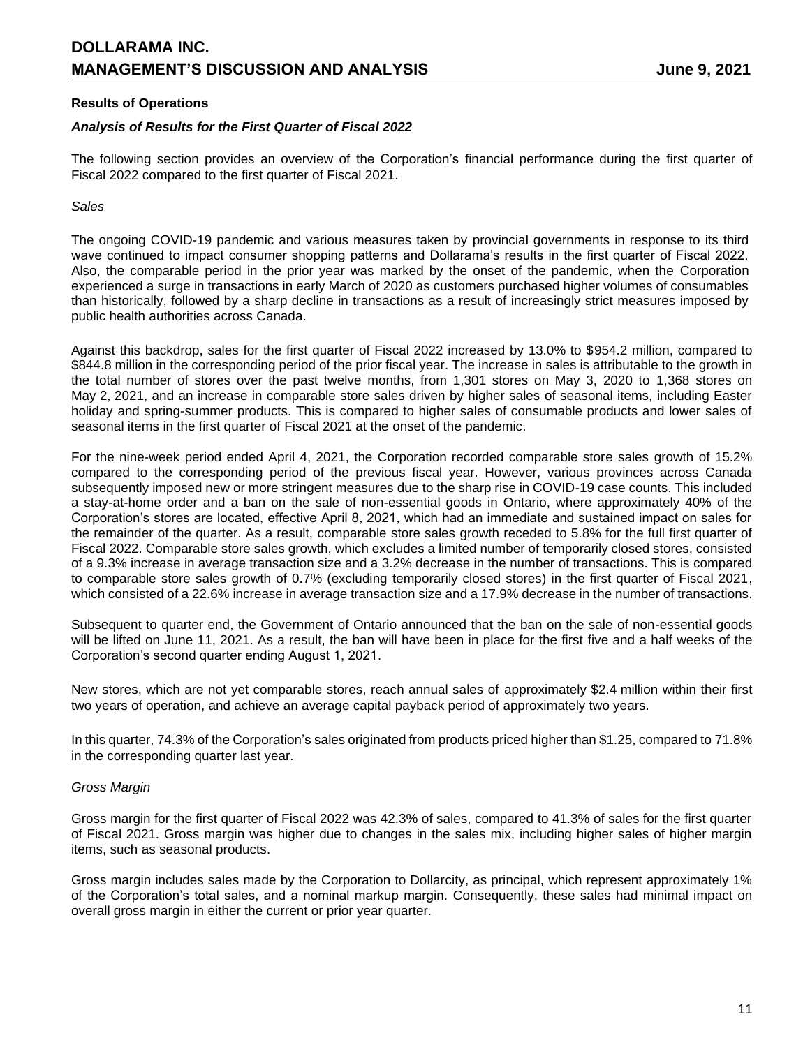### Results of Operations

#### *Analysis of Results for the First Quarter of Fiscal 2022*

The following section provides an overview of the Corporation's financial performance during the first quarter of Fiscal 2022 compared to the first quarter of Fiscal 2021.

*Sales*

The ongoing COVID-19 pandemic and various measures taken by provincial governments in response to its third wave continued to impact consumer shopping patterns and Dollarama's results in the first quarter of Fiscal 2022. Also, the comparable period in the prior year was marked by the onset of the pandemic, when the Corporation experienced a surge in transactions in early March of 2020 as customers purchased higher volumes of consumables than historically, followed by a sharp decline in transactions as a result of increasingly strict measures imposed by public health authorities across Canada.

Against this backdrop, sales for the first quarter of Fiscal 2022 increased by 13.0% to $954.2 million, compared to $844.8 million in the corresponding period of the prior fiscal year. The increase in sales is attributable to the growth in the total number of stores over the past twelve months, from 1,301 stores on May 3, 2020 to 1,368 stores on May 2, 2021, and an increase in comparable store sales driven by higher sales of seasonal items, including Easter holiday and spring-summer products. This is compared to higher sales of consumable products and lower sales of seasonal items in the first quarter of Fiscal 2021 at the onset of the pandemic.

For the nine-week period ended April 4, 2021, the Corporation recorded comparable store sales growth of 15.2% compared to the corresponding period of the previous fiscal year. However, various provinces across Canada subsequently imposed new or more stringent measures due to the sharp rise in COVID-19 case counts. This included a stay-at-home order and a ban on the sale of non-essential goods in Ontario, where approximately 40% of the Corporation's stores are located, effective April 8, 2021, which had an immediate and sustained impact on sales for the remainder of the quarter. As a result, comparable store sales growth receded to 5.8% for the full first quarter of Fiscal 2022. Comparable store sales growth, which excludes a limited number of temporarily closed stores, consisted of a 9.3% increase in average transaction size and a 3.2% decrease in the number of transactions. This is compared to comparable store sales growth of 0.7% (excluding temporarily closed stores) in the first quarter of Fiscal 2021, which consisted of a 22.6% increase in average transaction size and a 17.9% decrease in the number of transactions.

Subsequent to quarter end, the Government of Ontario announced that the ban on the sale of non-essential goods will be lifted on June 11, 2021. As a result, the ban will have been in place for the first five and a half weeks of the Corporation's second quarter ending August 1, 2021.

New stores, which are not yet comparable stores, reach annual sales of approximately $2.4 million within their first two years of operation, and achieve an average capital payback period of approximately two years.

In this quarter, 74.3% of the Corporation's sales originated from products priced higher than $1.25, compared to 71.8% in the corresponding quarter last year.

*Gross Margin*

Gross margin for the first quarter of Fiscal 2022 was 42.3% of sales, compared to 41.3% of sales for the first quarter of Fiscal 2021. Gross margin was higher due to changes in the sales mix, including higher sales of higher margin items, such as seasonal products.

Gross margin includes sales made by the Corporation to Dollarcity, as principal, which represent approximately 1% of the Corporation's total sales, and a nominal markup margin. Consequently, these sales had minimal impact on overall gross margin in either the current or prior year quarter.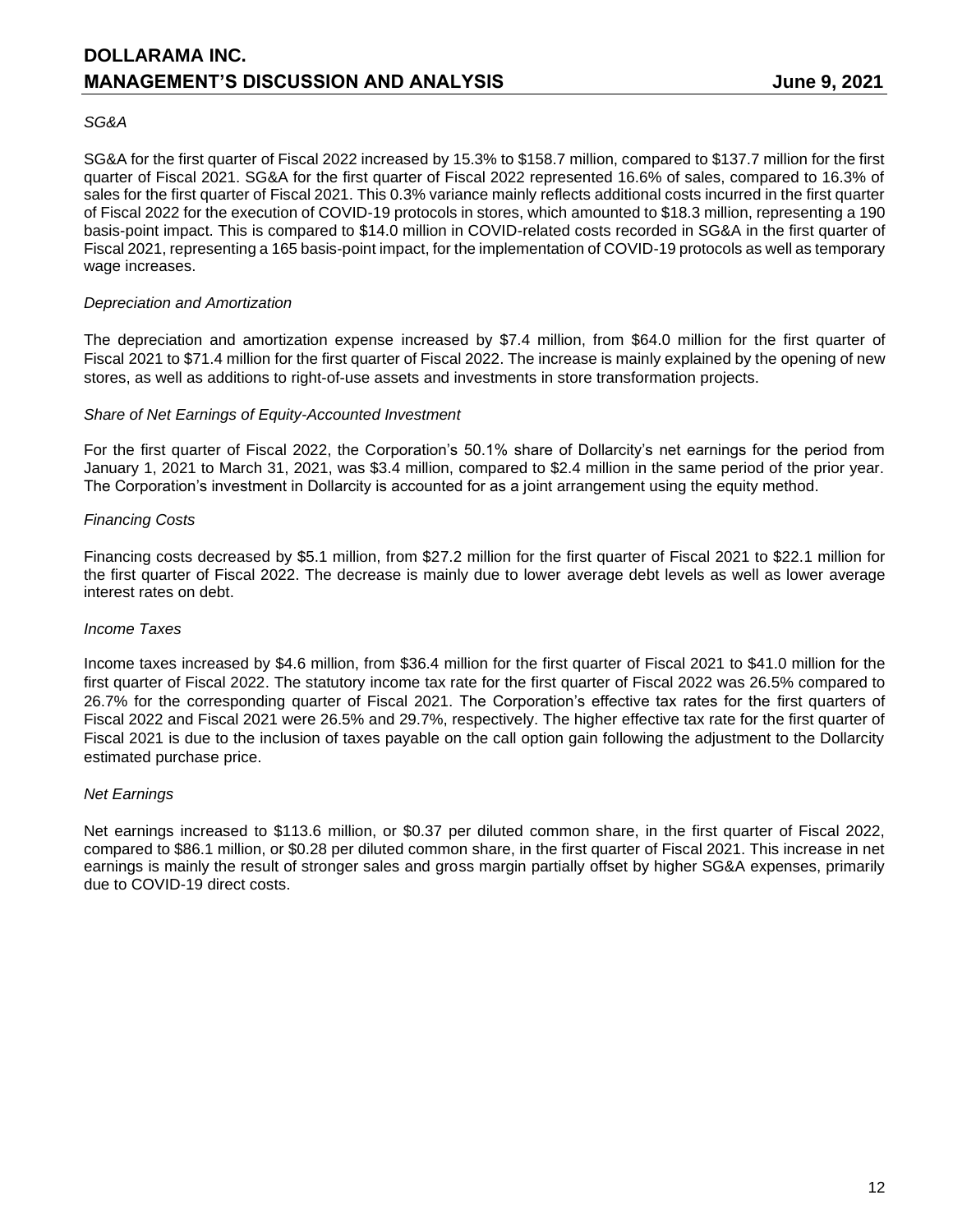*SG&A*

SG&A for the first quarter of Fiscal 2022 increased by 15.3% to $158.7 million, compared to $137.7 million for the first quarter of Fiscal 2021. SG&A for the first quarter of Fiscal 2022 represented 16.6% of sales, compared to 16.3% of sales for the first quarter of Fiscal 2021. This 0.3% variance mainly reflects additional costs incurred in the first quarter of Fiscal 2022 for the execution of COVID-19 protocols in stores, which amounted to $18.3 million, representing a 190 basis-point impact. This is compared to $14.0 million in COVID-related costs recorded in SG&A in the first quarter of Fiscal 2021, representing a 165 basis-point impact, for the implementation of COVID-19 protocols as well as temporary wage increases.

*Depreciation and Amortization*

The depreciation and amortization expense increased by $7.4 million, from $64.0 million for the first quarter of Fiscal 2021 to $71.4 million for the first quarter of Fiscal 2022. The increase is mainly explained by the opening of new stores, as well as additions to right-of-use assets and investments in store transformation projects.

*Share of Net Earnings of Equity-Accounted Investment*

For the first quarter of Fiscal 2022, the Corporation's 50.1% share of Dollarcity's net earnings for the period from January 1, 2021 to March 31, 2021, was $3.4 million, compared to $2.4 million in the same period of the prior year. The Corporation's investment in Dollarcity is accounted for as a joint arrangement using the equity method.

*Financing Costs*

Financing costs decreased by $5.1 million, from $27.2 million for the first quarter of Fiscal 2021 to $22.1 million for the first quarter of Fiscal 2022. The decrease is mainly due to lower average debt levels as well as lower average interest rates on debt.

*Income Taxes*

Income taxes increased by $4.6 million, from $36.4 million for the first quarter of Fiscal 2021 to $41.0 million for the first quarter of Fiscal 2022. The statutory income tax rate for the first quarter of Fiscal 2022 was 26.5% compared to 26.7% for the corresponding quarter of Fiscal 2021. The Corporation's effective tax rates for the first quarters of Fiscal 2022 and Fiscal 2021 were 26.5% and 29.7%, respectively. The higher effective tax rate for the first quarter of Fiscal 2021 is due to the inclusion of taxes payable on the call option gain following the adjustment to the Dollarcity estimated purchase price.

*Net Earnings*

Net earnings increased to $113.6 million, or $0.37 per diluted common share, in the first quarter of Fiscal 2022, compared to $86.1 million, or $0.28 per diluted common share, in the first quarter of Fiscal 2021. This increase in net earnings is mainly the result of stronger sales and gross margin partially offset by higher SG&A expenses, primarily due to COVID-19 direct costs.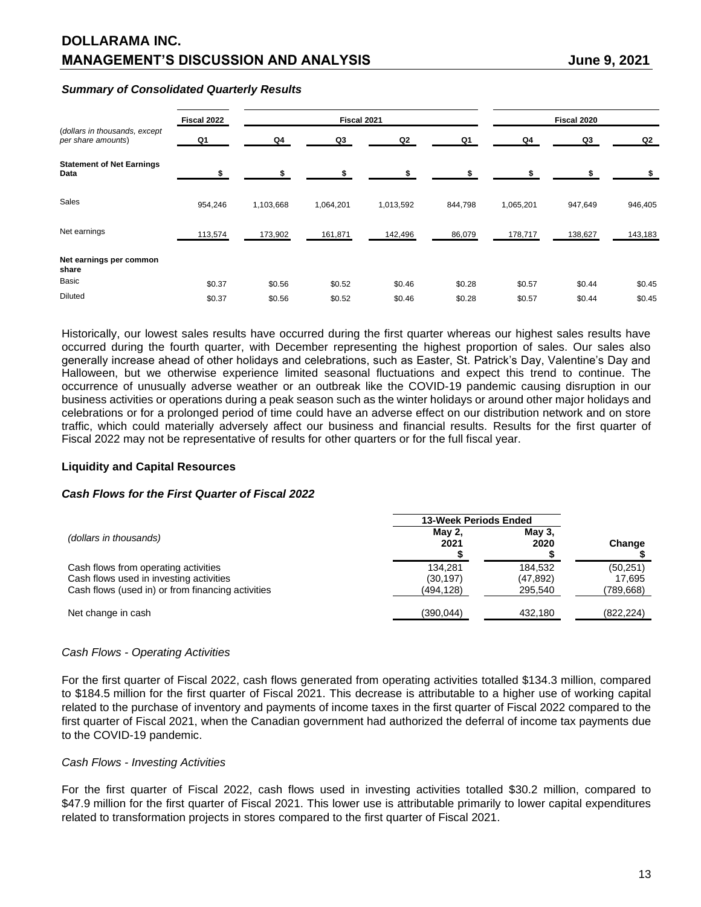### *Summary of Consolidated Quarterly Results*

| (dollars in thousands, except per share amounts) | Fiscal 2022 | Fiscal 2021 | | | | Fiscal 2020 | | |
|---|---|---|---|---|---|---|---|---|
| | Q1 | Q4 | Q3 | Q2 | Q1 | Q4 | Q3 | Q2 |
| **Statement of Net Earnings Data** | $ | $ | $ | $ | $ | $ | $ | $ |
| Sales | 954,246 | 1,103,668 | 1,064,201 | 1,013,592 | 844,798 | 1,065,201 | 947,649 | 946,405 |
| Net earnings | 113,574 | 173,902 | 161,871 | 142,496 | 86,079 | 178,717 | 138,627 | 143,183 |
| **Net earnings per common share** | | | | | | | | |
| Basic | $0.37 | $0.56 | $0.52 | $0.46 | $0.28 | $0.57 | $0.44 | $0.45 |
| Diluted | $0.37 | $0.56 | $0.52 | $0.46 | $0.28 | $0.57 | $0.44 | $0.45 |

Historically, our lowest sales results have occurred during the first quarter whereas our highest sales results have occurred during the fourth quarter, with December representing the highest proportion of sales. Our sales also generally increase ahead of other holidays and celebrations, such as Easter, St. Patrick's Day, Valentine's Day and Halloween, but we otherwise experience limited seasonal fluctuations and expect this trend to continue. The occurrence of unusually adverse weather or an outbreak like the COVID-19 pandemic causing disruption in our business activities or operations during a peak season such as the winter holidays or around other major holidays and celebrations or for a prolonged period of time could have an adverse effect on our distribution network and on store traffic, which could materially adversely affect our business and financial results. Results for the first quarter of Fiscal 2022 may not be representative of results for other quarters or for the full fiscal year.

## Liquidity and Capital Resources

### *Cash Flows for the First Quarter of Fiscal 2022*

| *(dollars in thousands)* | 13-Week Periods Ended | | |
|---|---|---|---|
| | May 2, 2021 $ | May 3, 2020 $ | Change $ |
| Cash flows from operating activities | 134,281 | 184,532 | (50,251) |
| Cash flows used in investing activities | (30,197) | (47,892) | 17,695 |
| Cash flows (used in) or from financing activities | (494,128) | 295,540 | (789,668) |
| Net change in cash | (390,044) | 432,180 | (822,224) |

*Cash Flows - Operating Activities*

For the first quarter of Fiscal 2022, cash flows generated from operating activities totalled $134.3 million, compared to $184.5 million for the first quarter of Fiscal 2021. This decrease is attributable to a higher use of working capital related to the purchase of inventory and payments of income taxes in the first quarter of Fiscal 2022 compared to the first quarter of Fiscal 2021, when the Canadian government had authorized the deferral of income tax payments due to the COVID-19 pandemic.

*Cash Flows - Investing Activities*

For the first quarter of Fiscal 2022, cash flows used in investing activities totalled $30.2 million, compared to $47.9 million for the first quarter of Fiscal 2021. This lower use is attributable primarily to lower capital expenditures related to transformation projects in stores compared to the first quarter of Fiscal 2021.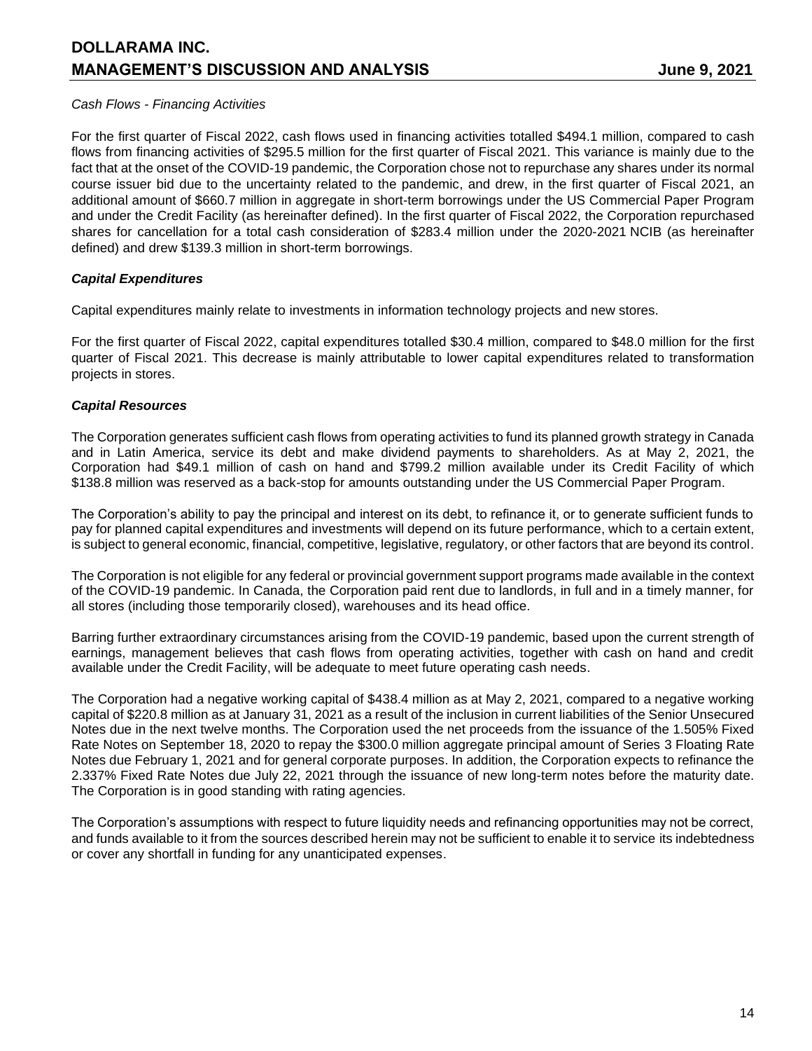*Cash Flows - Financing Activities*

For the first quarter of Fiscal 2022, cash flows used in financing activities totalled $494.1 million, compared to cash flows from financing activities of $295.5 million for the first quarter of Fiscal 2021. This variance is mainly due to the fact that at the onset of the COVID-19 pandemic, the Corporation chose not to repurchase any shares under its normal course issuer bid due to the uncertainty related to the pandemic, and drew, in the first quarter of Fiscal 2021, an additional amount of $660.7 million in aggregate in short-term borrowings under the US Commercial Paper Program and under the Credit Facility (as hereinafter defined). In the first quarter of Fiscal 2022, the Corporation repurchased shares for cancellation for a total cash consideration of $283.4 million under the 2020-2021 NCIB (as hereinafter defined) and drew $139.3 million in short-term borrowings.

### *Capital Expenditures*

Capital expenditures mainly relate to investments in information technology projects and new stores.

For the first quarter of Fiscal 2022, capital expenditures totalled $30.4 million, compared to $48.0 million for the first quarter of Fiscal 2021. This decrease is mainly attributable to lower capital expenditures related to transformation projects in stores.

### *Capital Resources*

The Corporation generates sufficient cash flows from operating activities to fund its planned growth strategy in Canada and in Latin America, service its debt and make dividend payments to shareholders. As at May 2, 2021, the Corporation had $49.1 million of cash on hand and $799.2 million available under its Credit Facility of which $138.8 million was reserved as a back-stop for amounts outstanding under the US Commercial Paper Program.

The Corporation's ability to pay the principal and interest on its debt, to refinance it, or to generate sufficient funds to pay for planned capital expenditures and investments will depend on its future performance, which to a certain extent, is subject to general economic, financial, competitive, legislative, regulatory, or other factors that are beyond its control.

The Corporation is not eligible for any federal or provincial government support programs made available in the context of the COVID-19 pandemic. In Canada, the Corporation paid rent due to landlords, in full and in a timely manner, for all stores (including those temporarily closed), warehouses and its head office.

Barring further extraordinary circumstances arising from the COVID-19 pandemic, based upon the current strength of earnings, management believes that cash flows from operating activities, together with cash on hand and credit available under the Credit Facility, will be adequate to meet future operating cash needs.

The Corporation had a negative working capital of $438.4 million as at May 2, 2021, compared to a negative working capital of $220.8 million as at January 31, 2021 as a result of the inclusion in current liabilities of the Senior Unsecured Notes due in the next twelve months. The Corporation used the net proceeds from the issuance of the 1.505% Fixed Rate Notes on September 18, 2020 to repay the $300.0 million aggregate principal amount of Series 3 Floating Rate Notes due February 1, 2021 and for general corporate purposes. In addition, the Corporation expects to refinance the 2.337% Fixed Rate Notes due July 22, 2021 through the issuance of new long-term notes before the maturity date. The Corporation is in good standing with rating agencies.

The Corporation's assumptions with respect to future liquidity needs and refinancing opportunities may not be correct, and funds available to it from the sources described herein may not be sufficient to enable it to service its indebtedness or cover any shortfall in funding for any unanticipated expenses.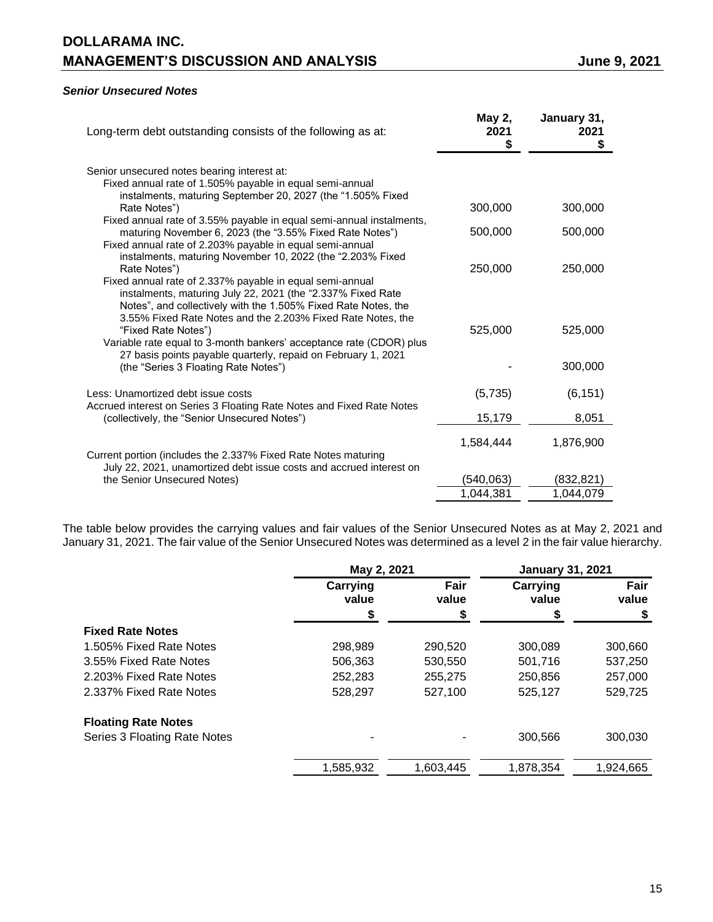### *Senior Unsecured Notes*

| Long-term debt outstanding consists of the following as at: | May 2, 2021 $ | January 31, 2021 $ |
|---|---|---|
| Senior unsecured notes bearing interest at: | | |
| Fixed annual rate of 1.505% payable in equal semi-annual instalments, maturing September 20, 2027 (the "1.505% Fixed Rate Notes") | 300,000 | 300,000 |
| Fixed annual rate of 3.55% payable in equal semi-annual instalments, maturing November 6, 2023 (the "3.55% Fixed Rate Notes") | 500,000 | 500,000 |
| Fixed annual rate of 2.203% payable in equal semi-annual instalments, maturing November 10, 2022 (the "2.203% Fixed Rate Notes") | 250,000 | 250,000 |
| Fixed annual rate of 2.337% payable in equal semi-annual instalments, maturing July 22, 2021 (the "2.337% Fixed Rate Notes", and collectively with the 1.505% Fixed Rate Notes, the 3.55% Fixed Rate Notes and the 2.203% Fixed Rate Notes, the "Fixed Rate Notes") | 525,000 | 525,000 |
| Variable rate equal to 3-month bankers' acceptance rate (CDOR) plus 27 basis points payable quarterly, repaid on February 1, 2021 (the "Series 3 Floating Rate Notes") | - | 300,000 |
| Less: Unamortized debt issue costs | (5,735) | (6,151) |
| Accrued interest on Series 3 Floating Rate Notes and Fixed Rate Notes (collectively, the "Senior Unsecured Notes") | 15,179 | 8,051 |
| | 1,584,444 | 1,876,900 |
| Current portion (includes the 2.337% Fixed Rate Notes maturing July 22, 2021, unamortized debt issue costs and accrued interest on the Senior Unsecured Notes) | (540,063) | (832,821) |
| | 1,044,381 | 1,044,079 |

The table below provides the carrying values and fair values of the Senior Unsecured Notes as at May 2, 2021 and January 31, 2021. The fair value of the Senior Unsecured Notes was determined as a level 2 in the fair value hierarchy.

| | May 2, 2021 | | January 31, 2021 | |
|---|---|---|---|---|
| | Carrying value $ | Fair value $ | Carrying value $ | Fair value $ |
| **Fixed Rate Notes** | | | | |
| 1.505% Fixed Rate Notes | 298,989 | 290,520 | 300,089 | 300,660 |
| 3.55% Fixed Rate Notes | 506,363 | 530,550 | 501,716 | 537,250 |
| 2.203% Fixed Rate Notes | 252,283 | 255,275 | 250,856 | 257,000 |
| 2.337% Fixed Rate Notes | 528,297 | 527,100 | 525,127 | 529,725 |
| **Floating Rate Notes** | | | | |
| Series 3 Floating Rate Notes | - | - | 300,566 | 300,030 |
| | 1,585,932 | 1,603,445 | 1,878,354 | 1,924,665 |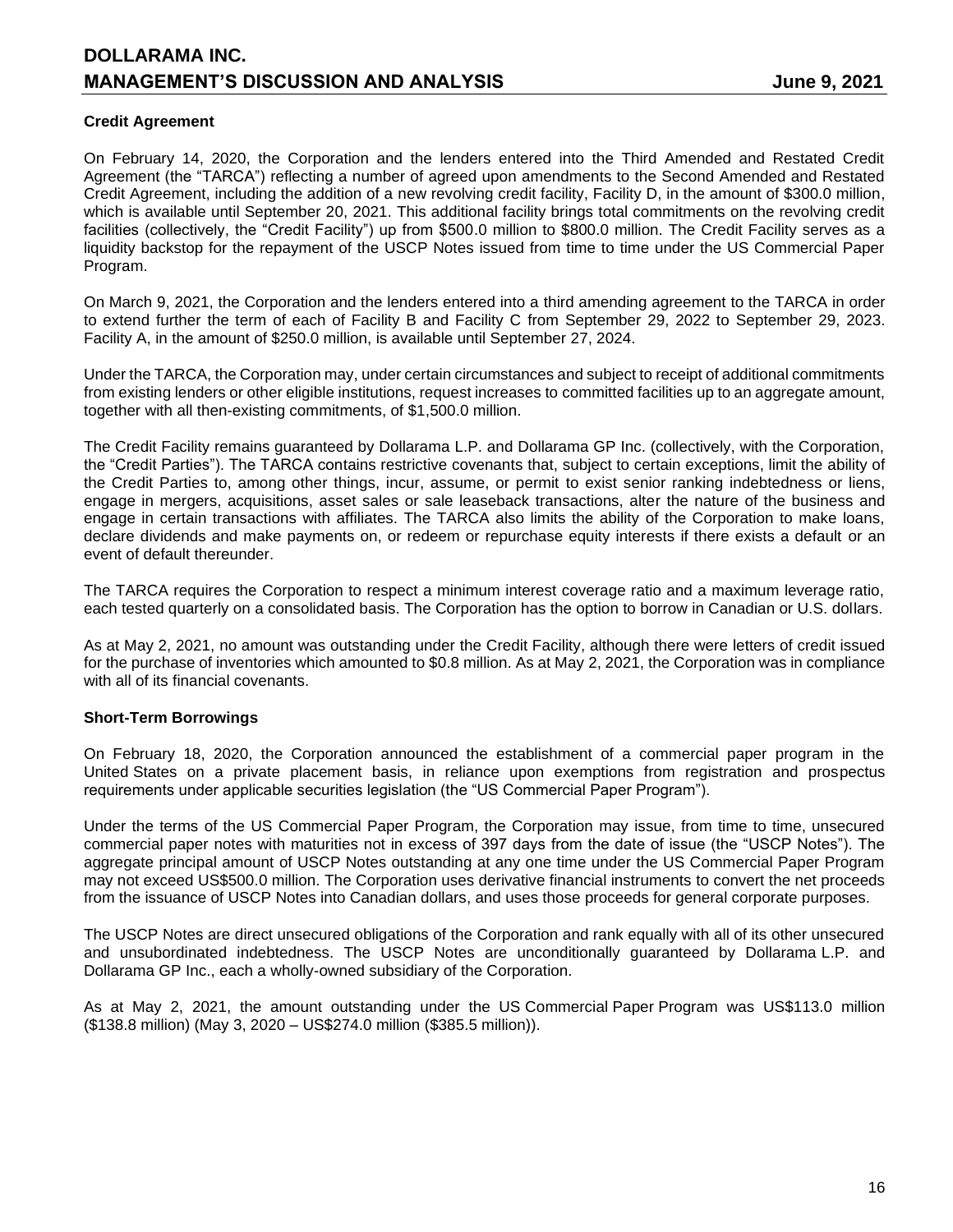### Credit Agreement

On February 14, 2020, the Corporation and the lenders entered into the Third Amended and Restated Credit Agreement (the "TARCA") reflecting a number of agreed upon amendments to the Second Amended and Restated Credit Agreement, including the addition of a new revolving credit facility, Facility D, in the amount of $300.0 million, which is available until September 20, 2021. This additional facility brings total commitments on the revolving credit facilities (collectively, the "Credit Facility") up from $500.0 million to $800.0 million. The Credit Facility serves as a liquidity backstop for the repayment of the USCP Notes issued from time to time under the US Commercial Paper Program.

On March 9, 2021, the Corporation and the lenders entered into a third amending agreement to the TARCA in order to extend further the term of each of Facility B and Facility C from September 29, 2022 to September 29, 2023. Facility A, in the amount of $250.0 million, is available until September 27, 2024.

Under the TARCA, the Corporation may, under certain circumstances and subject to receipt of additional commitments from existing lenders or other eligible institutions, request increases to committed facilities up to an aggregate amount, together with all then-existing commitments, of $1,500.0 million.

The Credit Facility remains guaranteed by Dollarama L.P. and Dollarama GP Inc. (collectively, with the Corporation, the "Credit Parties"). The TARCA contains restrictive covenants that, subject to certain exceptions, limit the ability of the Credit Parties to, among other things, incur, assume, or permit to exist senior ranking indebtedness or liens, engage in mergers, acquisitions, asset sales or sale leaseback transactions, alter the nature of the business and engage in certain transactions with affiliates. The TARCA also limits the ability of the Corporation to make loans, declare dividends and make payments on, or redeem or repurchase equity interests if there exists a default or an event of default thereunder.

The TARCA requires the Corporation to respect a minimum interest coverage ratio and a maximum leverage ratio, each tested quarterly on a consolidated basis. The Corporation has the option to borrow in Canadian or U.S. dollars.

As at May 2, 2021, no amount was outstanding under the Credit Facility, although there were letters of credit issued for the purchase of inventories which amounted to $0.8 million. As at May 2, 2021, the Corporation was in compliance with all of its financial covenants.

### Short-Term Borrowings

On February 18, 2020, the Corporation announced the establishment of a commercial paper program in the United States on a private placement basis, in reliance upon exemptions from registration and prospectus requirements under applicable securities legislation (the "US Commercial Paper Program").

Under the terms of the US Commercial Paper Program, the Corporation may issue, from time to time, unsecured commercial paper notes with maturities not in excess of 397 days from the date of issue (the "USCP Notes"). The aggregate principal amount of USCP Notes outstanding at any one time under the US Commercial Paper Program may not exceed US$500.0 million. The Corporation uses derivative financial instruments to convert the net proceeds from the issuance of USCP Notes into Canadian dollars, and uses those proceeds for general corporate purposes.

The USCP Notes are direct unsecured obligations of the Corporation and rank equally with all of its other unsecured and unsubordinated indebtedness. The USCP Notes are unconditionally guaranteed by Dollarama L.P. and Dollarama GP Inc., each a wholly-owned subsidiary of the Corporation.

As at May 2, 2021, the amount outstanding under the US Commercial Paper Program was US$113.0 million ($138.8 million) (May 3, 2020 – US$274.0 million ($385.5 million)).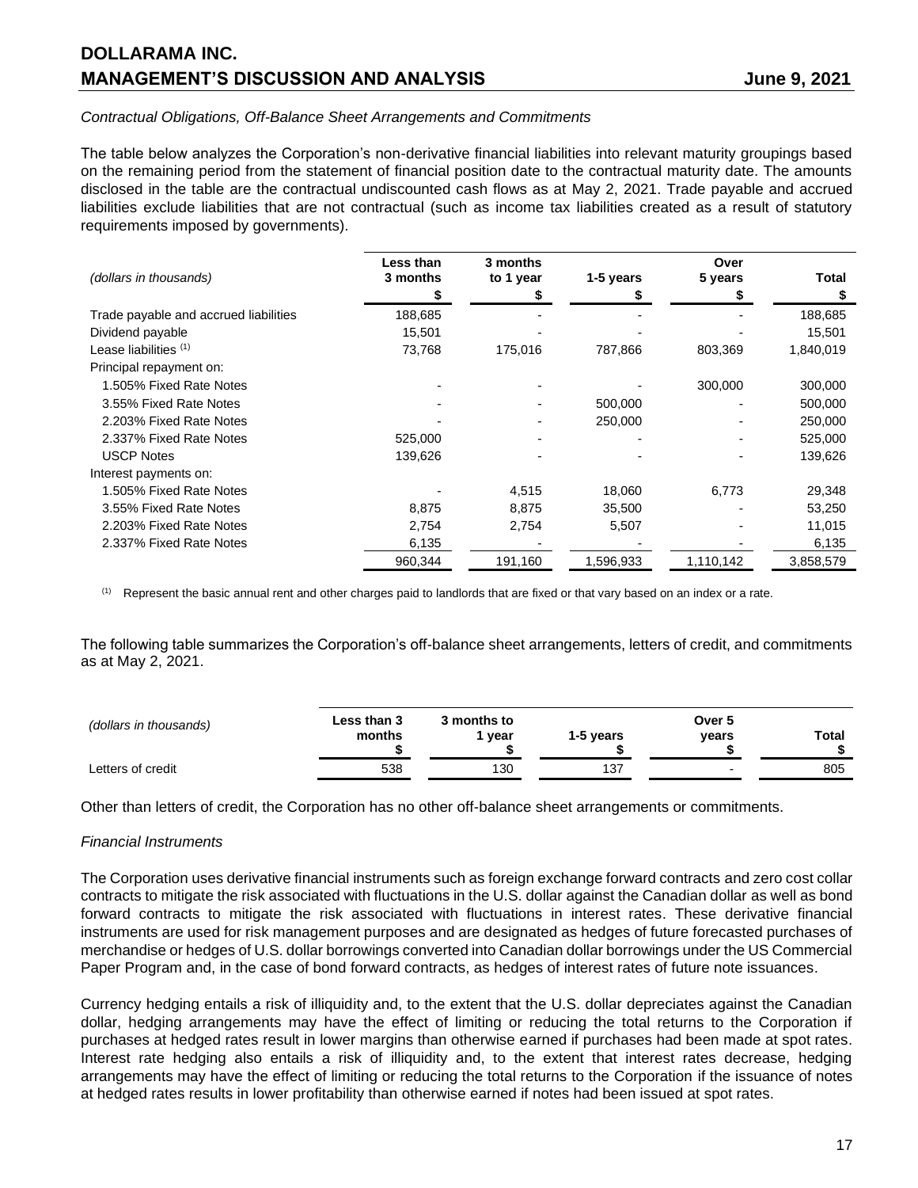*Contractual Obligations, Off-Balance Sheet Arrangements and Commitments*

The table below analyzes the Corporation's non-derivative financial liabilities into relevant maturity groupings based on the remaining period from the statement of financial position date to the contractual maturity date. The amounts disclosed in the table are the contractual undiscounted cash flows as at May 2, 2021. Trade payable and accrued liabilities exclude liabilities that are not contractual (such as income tax liabilities created as a result of statutory requirements imposed by governments).

| *(dollars in thousands)* | Less than 3 months $ | 3 months to 1 year $ | 1-5 years $ | Over 5 years $ | Total $ |
|---|---|---|---|---|---|
| Trade payable and accrued liabilities | 188,685 | - | - | - | 188,685 |
| Dividend payable | 15,501 | - | - | - | 15,501 |
| Lease liabilities (1) | 73,768 | 175,016 | 787,866 | 803,369 | 1,840,019 |
| Principal repayment on: | | | | | |
| 1.505% Fixed Rate Notes | - | - | - | 300,000 | 300,000 |
| 3.55% Fixed Rate Notes | - | - | 500,000 | - | 500,000 |
| 2.203% Fixed Rate Notes | - | - | 250,000 | - | 250,000 |
| 2.337% Fixed Rate Notes | 525,000 | - | - | - | 525,000 |
| USCP Notes | 139,626 | - | - | - | 139,626 |
| Interest payments on: | | | | | |
| 1.505% Fixed Rate Notes | - | 4,515 | 18,060 | 6,773 | 29,348 |
| 3.55% Fixed Rate Notes | 8,875 | 8,875 | 35,500 | - | 53,250 |
| 2.203% Fixed Rate Notes | 2,754 | 2,754 | 5,507 | - | 11,015 |
| 2.337% Fixed Rate Notes | 6,135 | - | - | - | 6,135 |
| | 960,344 | 191,160 | 1,596,933 | 1,110,142 | 3,858,579 |

(1) Represent the basic annual rent and other charges paid to landlords that are fixed or that vary based on an index or a rate.

The following table summarizes the Corporation's off-balance sheet arrangements, letters of credit, and commitments as at May 2, 2021.

| *(dollars in thousands)* | Less than 3 months $ | 3 months to 1 year $ | 1-5 years $ | Over 5 years $ | Total $ |
|---|---|---|---|---|---|
| Letters of credit | 538 | 130 | 137 | - | 805 |

Other than letters of credit, the Corporation has no other off-balance sheet arrangements or commitments.

*Financial Instruments*

The Corporation uses derivative financial instruments such as foreign exchange forward contracts and zero cost collar contracts to mitigate the risk associated with fluctuations in the U.S. dollar against the Canadian dollar as well as bond forward contracts to mitigate the risk associated with fluctuations in interest rates. These derivative financial instruments are used for risk management purposes and are designated as hedges of future forecasted purchases of merchandise or hedges of U.S. dollar borrowings converted into Canadian dollar borrowings under the US Commercial Paper Program and, in the case of bond forward contracts, as hedges of interest rates of future note issuances.

Currency hedging entails a risk of illiquidity and, to the extent that the U.S. dollar depreciates against the Canadian dollar, hedging arrangements may have the effect of limiting or reducing the total returns to the Corporation if purchases at hedged rates result in lower margins than otherwise earned if purchases had been made at spot rates. Interest rate hedging also entails a risk of illiquidity and, to the extent that interest rates decrease, hedging arrangements may have the effect of limiting or reducing the total returns to the Corporation if the issuance of notes at hedged rates results in lower profitability than otherwise earned if notes had been issued at spot rates.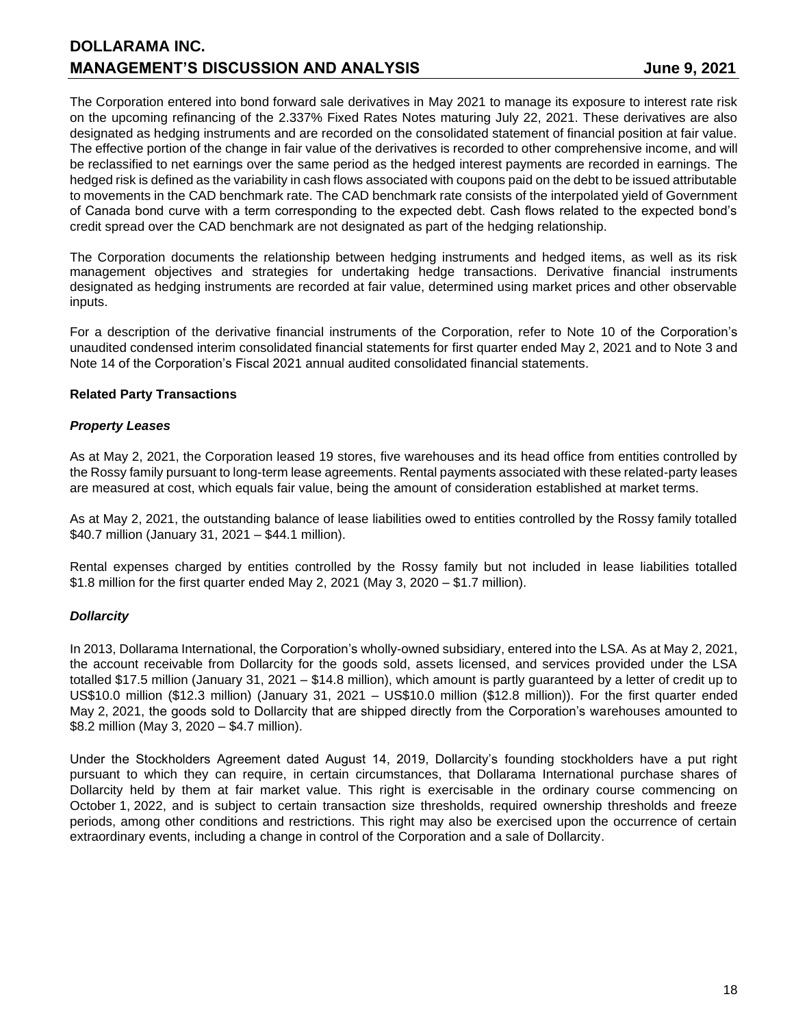The Corporation entered into bond forward sale derivatives in May 2021 to manage its exposure to interest rate risk on the upcoming refinancing of the 2.337% Fixed Rates Notes maturing July 22, 2021. These derivatives are also designated as hedging instruments and are recorded on the consolidated statement of financial position at fair value. The effective portion of the change in fair value of the derivatives is recorded to other comprehensive income, and will be reclassified to net earnings over the same period as the hedged interest payments are recorded in earnings. The hedged risk is defined as the variability in cash flows associated with coupons paid on the debt to be issued attributable to movements in the CAD benchmark rate. The CAD benchmark rate consists of the interpolated yield of Government of Canada bond curve with a term corresponding to the expected debt. Cash flows related to the expected bond's credit spread over the CAD benchmark are not designated as part of the hedging relationship.

The Corporation documents the relationship between hedging instruments and hedged items, as well as its risk management objectives and strategies for undertaking hedge transactions. Derivative financial instruments designated as hedging instruments are recorded at fair value, determined using market prices and other observable inputs.

For a description of the derivative financial instruments of the Corporation, refer to Note 10 of the Corporation's unaudited condensed interim consolidated financial statements for first quarter ended May 2, 2021 and to Note 3 and Note 14 of the Corporation's Fiscal 2021 annual audited consolidated financial statements.

**Related Party Transactions**

***Property Leases***

As at May 2, 2021, the Corporation leased 19 stores, five warehouses and its head office from entities controlled by the Rossy family pursuant to long-term lease agreements. Rental payments associated with these related-party leases are measured at cost, which equals fair value, being the amount of consideration established at market terms.

As at May 2, 2021, the outstanding balance of lease liabilities owed to entities controlled by the Rossy family totalled $40.7 million (January 31, 2021 – $44.1 million).

Rental expenses charged by entities controlled by the Rossy family but not included in lease liabilities totalled $1.8 million for the first quarter ended May 2, 2021 (May 3, 2020 – $1.7 million).

***Dollarcity***

In 2013, Dollarama International, the Corporation's wholly-owned subsidiary, entered into the LSA. As at May 2, 2021, the account receivable from Dollarcity for the goods sold, assets licensed, and services provided under the LSA totalled $17.5 million (January 31, 2021 – $14.8 million), which amount is partly guaranteed by a letter of credit up to US$10.0 million ($12.3 million) (January 31, 2021 – US$10.0 million ($12.8 million)). For the first quarter ended May 2, 2021, the goods sold to Dollarcity that are shipped directly from the Corporation's warehouses amounted to $8.2 million (May 3, 2020 – $4.7 million).

Under the Stockholders Agreement dated August 14, 2019, Dollarcity's founding stockholders have a put right pursuant to which they can require, in certain circumstances, that Dollarama International purchase shares of Dollarcity held by them at fair market value. This right is exercisable in the ordinary course commencing on October 1, 2022, and is subject to certain transaction size thresholds, required ownership thresholds and freeze periods, among other conditions and restrictions. This right may also be exercised upon the occurrence of certain extraordinary events, including a change in control of the Corporation and a sale of Dollarcity.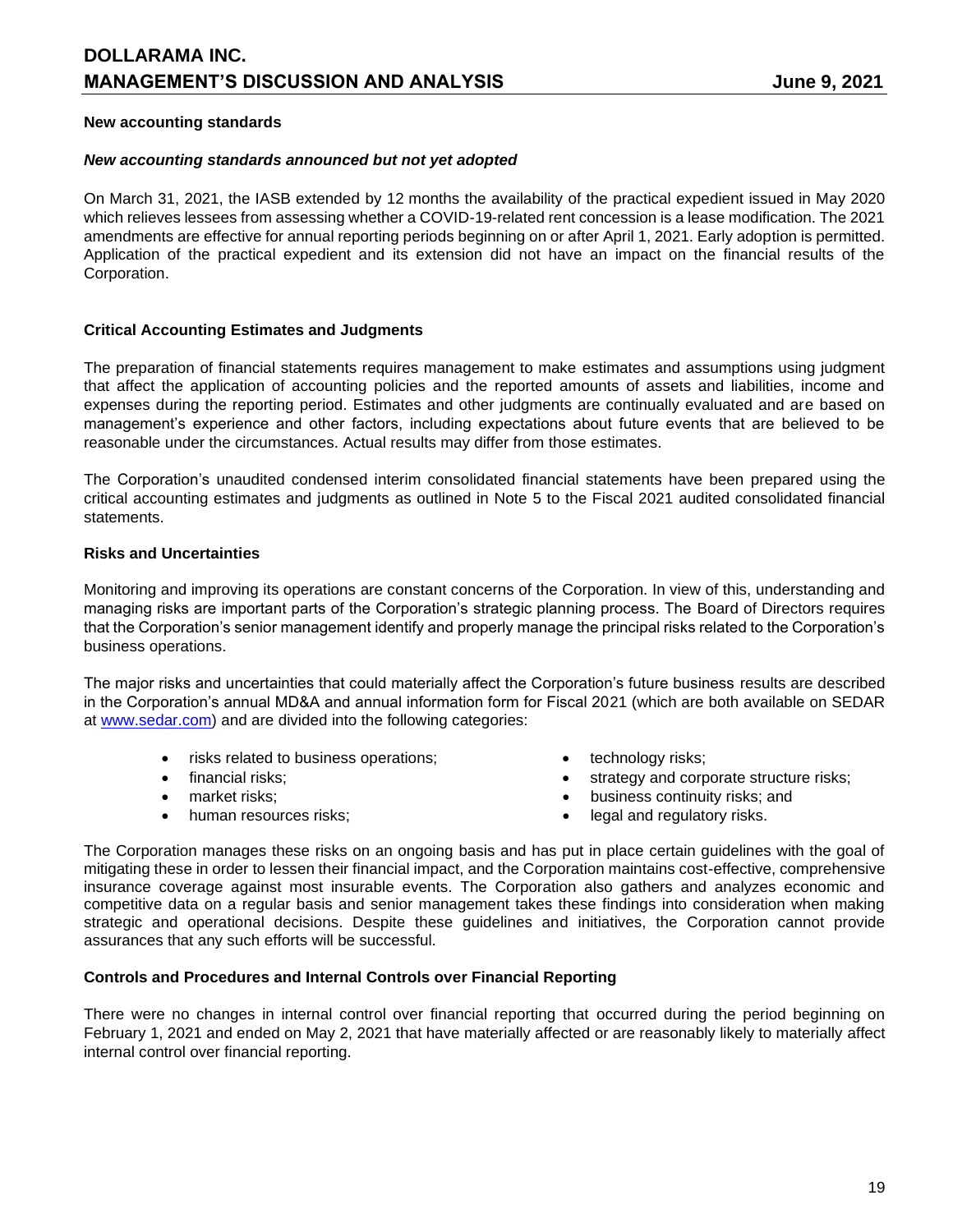## New accounting standards

### *New accounting standards announced but not yet adopted*

On March 31, 2021, the IASB extended by 12 months the availability of the practical expedient issued in May 2020 which relieves lessees from assessing whether a COVID-19-related rent concession is a lease modification. The 2021 amendments are effective for annual reporting periods beginning on or after April 1, 2021. Early adoption is permitted. Application of the practical expedient and its extension did not have an impact on the financial results of the Corporation.

## Critical Accounting Estimates and Judgments

The preparation of financial statements requires management to make estimates and assumptions using judgment that affect the application of accounting policies and the reported amounts of assets and liabilities, income and expenses during the reporting period. Estimates and other judgments are continually evaluated and are based on management's experience and other factors, including expectations about future events that are believed to be reasonable under the circumstances. Actual results may differ from those estimates.

The Corporation's unaudited condensed interim consolidated financial statements have been prepared using the critical accounting estimates and judgments as outlined in Note 5 to the Fiscal 2021 audited consolidated financial statements.

## Risks and Uncertainties

Monitoring and improving its operations are constant concerns of the Corporation. In view of this, understanding and managing risks are important parts of the Corporation's strategic planning process. The Board of Directors requires that the Corporation's senior management identify and properly manage the principal risks related to the Corporation's business operations.

The major risks and uncertainties that could materially affect the Corporation's future business results are described in the Corporation's annual MD&A and annual information form for Fiscal 2021 (which are both available on SEDAR at www.sedar.com) and are divided into the following categories:

- risks related to business operations;
- financial risks;
- market risks;
- human resources risks;
- technology risks;
- strategy and corporate structure risks;
- business continuity risks; and
- legal and regulatory risks.

The Corporation manages these risks on an ongoing basis and has put in place certain guidelines with the goal of mitigating these in order to lessen their financial impact, and the Corporation maintains cost-effective, comprehensive insurance coverage against most insurable events. The Corporation also gathers and analyzes economic and competitive data on a regular basis and senior management takes these findings into consideration when making strategic and operational decisions. Despite these guidelines and initiatives, the Corporation cannot provide assurances that any such efforts will be successful.

## Controls and Procedures and Internal Controls over Financial Reporting

There were no changes in internal control over financial reporting that occurred during the period beginning on February 1, 2021 and ended on May 2, 2021 that have materially affected or are reasonably likely to materially affect internal control over financial reporting.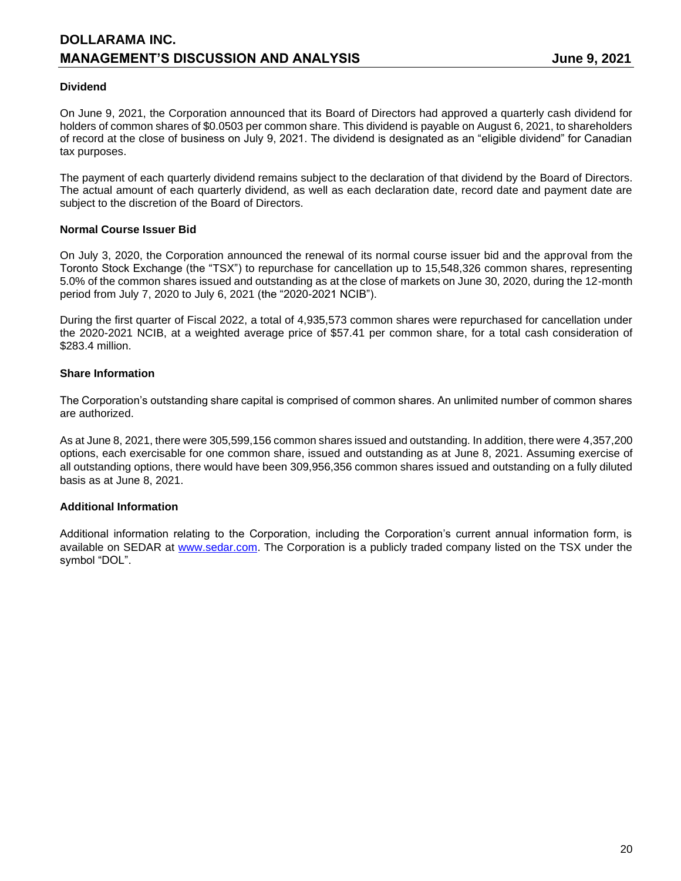### Dividend

On June 9, 2021, the Corporation announced that its Board of Directors had approved a quarterly cash dividend for holders of common shares of $0.0503 per common share. This dividend is payable on August 6, 2021, to shareholders of record at the close of business on July 9, 2021. The dividend is designated as an "eligible dividend" for Canadian tax purposes.

The payment of each quarterly dividend remains subject to the declaration of that dividend by the Board of Directors. The actual amount of each quarterly dividend, as well as each declaration date, record date and payment date are subject to the discretion of the Board of Directors.

### Normal Course Issuer Bid

On July 3, 2020, the Corporation announced the renewal of its normal course issuer bid and the approval from the Toronto Stock Exchange (the "TSX") to repurchase for cancellation up to 15,548,326 common shares, representing 5.0% of the common shares issued and outstanding as at the close of markets on June 30, 2020, during the 12-month period from July 7, 2020 to July 6, 2021 (the "2020-2021 NCIB").

During the first quarter of Fiscal 2022, a total of 4,935,573 common shares were repurchased for cancellation under the 2020-2021 NCIB, at a weighted average price of $57.41 per common share, for a total cash consideration of $283.4 million.

### Share Information

The Corporation's outstanding share capital is comprised of common shares. An unlimited number of common shares are authorized.

As at June 8, 2021, there were 305,599,156 common shares issued and outstanding. In addition, there were 4,357,200 options, each exercisable for one common share, issued and outstanding as at June 8, 2021. Assuming exercise of all outstanding options, there would have been 309,956,356 common shares issued and outstanding on a fully diluted basis as at June 8, 2021.

### Additional Information

Additional information relating to the Corporation, including the Corporation's current annual information form, is available on SEDAR at [www.sedar.com](http://www.sedar.com). The Corporation is a publicly traded company listed on the TSX under the symbol "DOL".